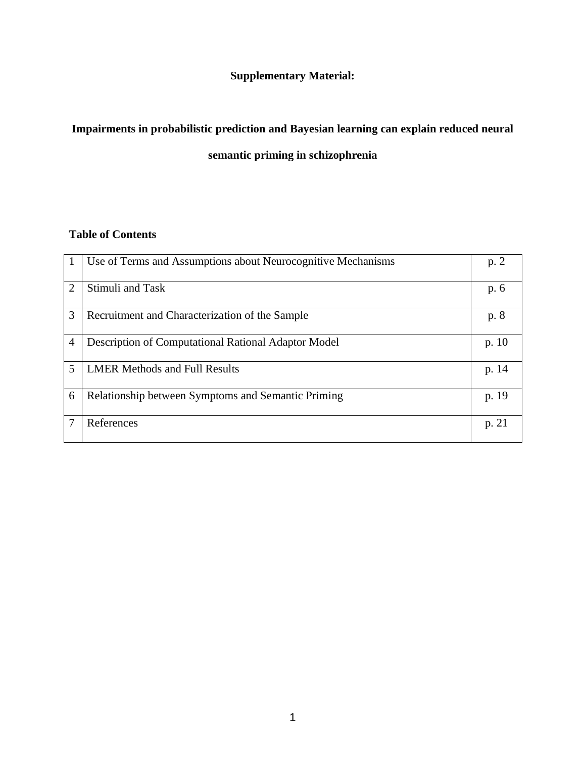**Supplementary Material:**

# Impairments in probabilistic prediction and Bayesian learning can explain reduced neural semantic priming in schizophrenia

## Table of Contents

| | | |
|---|---|---|
| 1 | Use of Terms and Assumptions about Neurocognitive Mechanisms | p. 2 |
| 2 | Stimuli and Task | p. 6 |
| 3 | Recruitment and Characterization of the Sample | p. 8 |
| 4 | Description of Computational Rational Adaptor Model | p. 10 |
| 5 | LMER Methods and Full Results | p. 14 |
| 6 | Relationship between Symptoms and Semantic Priming | p. 19 |
| 7 | References | p. 21 |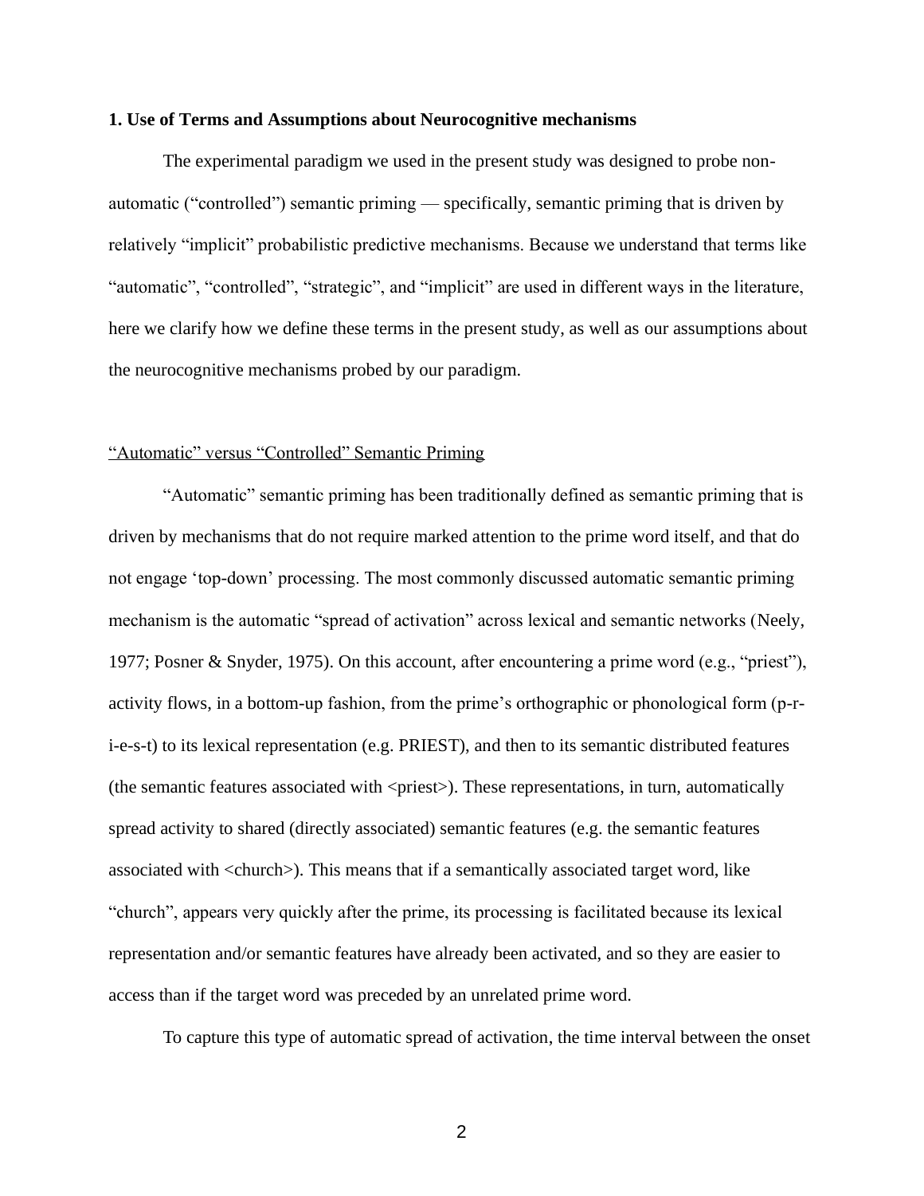## 1. Use of Terms and Assumptions about Neurocognitive mechanisms

The experimental paradigm we used in the present study was designed to probe non-automatic ("controlled") semantic priming — specifically, semantic priming that is driven by relatively "implicit" probabilistic predictive mechanisms. Because we understand that terms like "automatic", "controlled", "strategic", and "implicit" are used in different ways in the literature, here we clarify how we define these terms in the present study, as well as our assumptions about the neurocognitive mechanisms probed by our paradigm.

### "Automatic" versus "Controlled" Semantic Priming

"Automatic" semantic priming has been traditionally defined as semantic priming that is driven by mechanisms that do not require marked attention to the prime word itself, and that do not engage 'top-down' processing. The most commonly discussed automatic semantic priming mechanism is the automatic "spread of activation" across lexical and semantic networks (Neely, 1977; Posner & Snyder, 1975). On this account, after encountering a prime word (e.g., "priest"), activity flows, in a bottom-up fashion, from the prime's orthographic or phonological form (p-r-i-e-s-t) to its lexical representation (e.g. PRIEST), and then to its semantic distributed features (the semantic features associated with <priest>). These representations, in turn, automatically spread activity to shared (directly associated) semantic features (e.g. the semantic features associated with <church>). This means that if a semantically associated target word, like "church", appears very quickly after the prime, its processing is facilitated because its lexical representation and/or semantic features have already been activated, and so they are easier to access than if the target word was preceded by an unrelated prime word.

To capture this type of automatic spread of activation, the time interval between the onset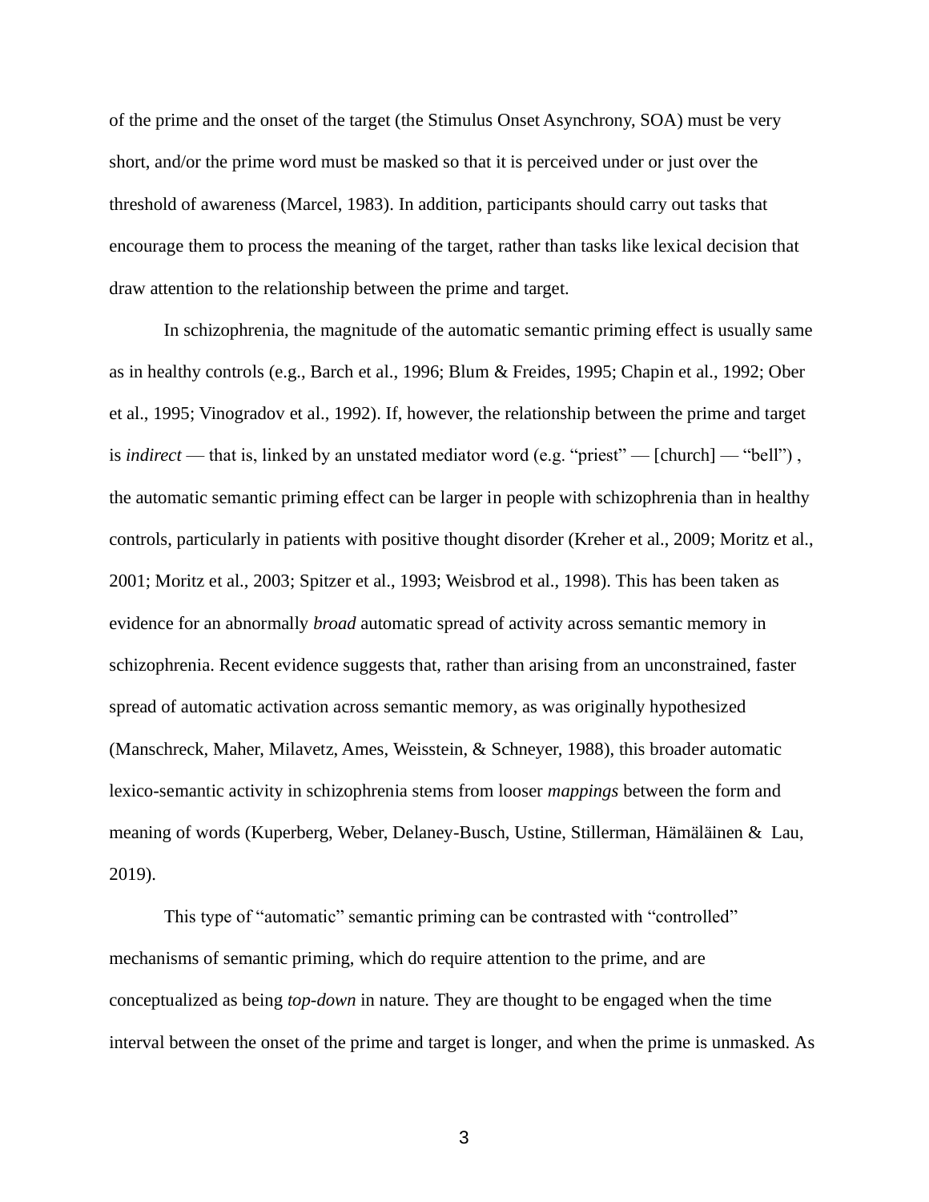of the prime and the onset of the target (the Stimulus Onset Asynchrony, SOA) must be very short, and/or the prime word must be masked so that it is perceived under or just over the threshold of awareness (Marcel, 1983). In addition, participants should carry out tasks that encourage them to process the meaning of the target, rather than tasks like lexical decision that draw attention to the relationship between the prime and target.

In schizophrenia, the magnitude of the automatic semantic priming effect is usually same as in healthy controls (e.g., Barch et al., 1996; Blum & Freides, 1995; Chapin et al., 1992; Ober et al., 1995; Vinogradov et al., 1992). If, however, the relationship between the prime and target is *indirect* — that is, linked by an unstated mediator word (e.g. "priest" — [church] — "bell") , the automatic semantic priming effect can be larger in people with schizophrenia than in healthy controls, particularly in patients with positive thought disorder (Kreher et al., 2009; Moritz et al., 2001; Moritz et al., 2003; Spitzer et al., 1993; Weisbrod et al., 1998). This has been taken as evidence for an abnormally *broad* automatic spread of activity across semantic memory in schizophrenia. Recent evidence suggests that, rather than arising from an unconstrained, faster spread of automatic activation across semantic memory, as was originally hypothesized (Manschreck, Maher, Milavetz, Ames, Weisstein, & Schneyer, 1988), this broader automatic lexico-semantic activity in schizophrenia stems from looser *mappings* between the form and meaning of words (Kuperberg, Weber, Delaney-Busch, Ustine, Stillerman, Hämäläinen & Lau, 2019).

This type of "automatic" semantic priming can be contrasted with "controlled" mechanisms of semantic priming, which do require attention to the prime, and are conceptualized as being *top-down* in nature. They are thought to be engaged when the time interval between the onset of the prime and target is longer, and when the prime is unmasked. As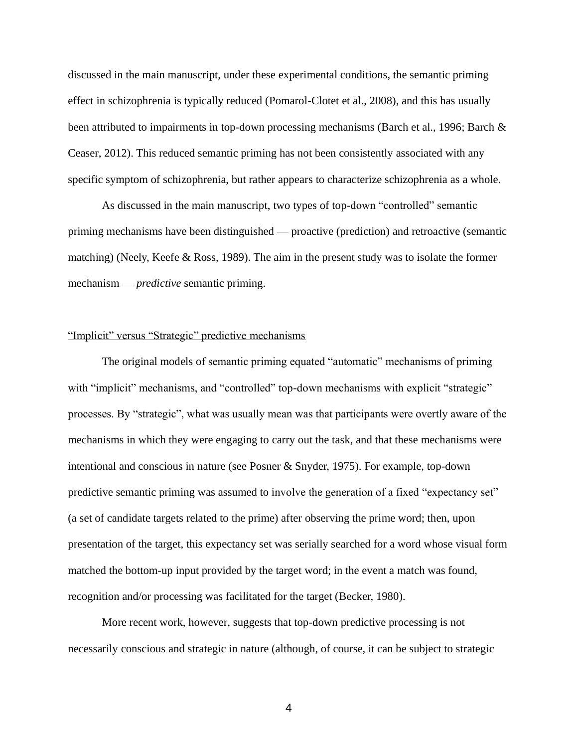discussed in the main manuscript, under these experimental conditions, the semantic priming effect in schizophrenia is typically reduced (Pomarol-Clotet et al., 2008), and this has usually been attributed to impairments in top-down processing mechanisms (Barch et al., 1996; Barch & Ceaser, 2012). This reduced semantic priming has not been consistently associated with any specific symptom of schizophrenia, but rather appears to characterize schizophrenia as a whole.

As discussed in the main manuscript, two types of top-down "controlled" semantic priming mechanisms have been distinguished — proactive (prediction) and retroactive (semantic matching) (Neely, Keefe & Ross, 1989). The aim in the present study was to isolate the former mechanism — *predictive* semantic priming.

## "Implicit" versus "Strategic" predictive mechanisms

The original models of semantic priming equated "automatic" mechanisms of priming with "implicit" mechanisms, and "controlled" top-down mechanisms with explicit "strategic" processes. By "strategic", what was usually mean was that participants were overtly aware of the mechanisms in which they were engaging to carry out the task, and that these mechanisms were intentional and conscious in nature (see Posner & Snyder, 1975). For example, top-down predictive semantic priming was assumed to involve the generation of a fixed "expectancy set" (a set of candidate targets related to the prime) after observing the prime word; then, upon presentation of the target, this expectancy set was serially searched for a word whose visual form matched the bottom-up input provided by the target word; in the event a match was found, recognition and/or processing was facilitated for the target (Becker, 1980).

More recent work, however, suggests that top-down predictive processing is not necessarily conscious and strategic in nature (although, of course, it can be subject to strategic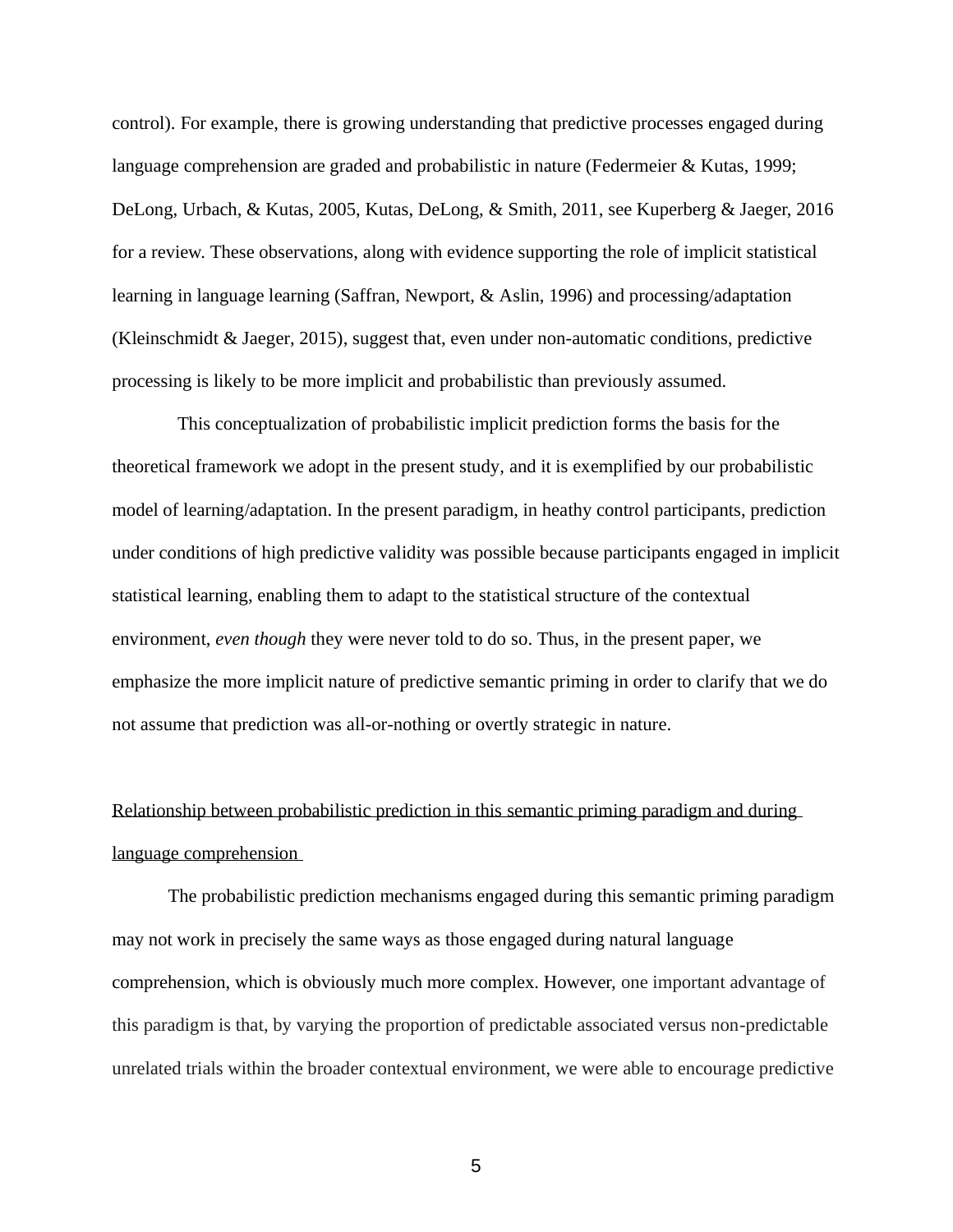control). For example, there is growing understanding that predictive processes engaged during language comprehension are graded and probabilistic in nature (Federmeier & Kutas, 1999; DeLong, Urbach, & Kutas, 2005, Kutas, DeLong, & Smith, 2011, see Kuperberg & Jaeger, 2016 for a review. These observations, along with evidence supporting the role of implicit statistical learning in language learning (Saffran, Newport, & Aslin, 1996) and processing/adaptation (Kleinschmidt & Jaeger, 2015), suggest that, even under non-automatic conditions, predictive processing is likely to be more implicit and probabilistic than previously assumed.

This conceptualization of probabilistic implicit prediction forms the basis for the theoretical framework we adopt in the present study, and it is exemplified by our probabilistic model of learning/adaptation. In the present paradigm, in heathy control participants, prediction under conditions of high predictive validity was possible because participants engaged in implicit statistical learning, enabling them to adapt to the statistical structure of the contextual environment, *even though* they were never told to do so. Thus, in the present paper, we emphasize the more implicit nature of predictive semantic priming in order to clarify that we do not assume that prediction was all-or-nothing or overtly strategic in nature.

Relationship between probabilistic prediction in this semantic priming paradigm and during language comprehension

The probabilistic prediction mechanisms engaged during this semantic priming paradigm may not work in precisely the same ways as those engaged during natural language comprehension, which is obviously much more complex. However, one important advantage of this paradigm is that, by varying the proportion of predictable associated versus non-predictable unrelated trials within the broader contextual environment, we were able to encourage predictive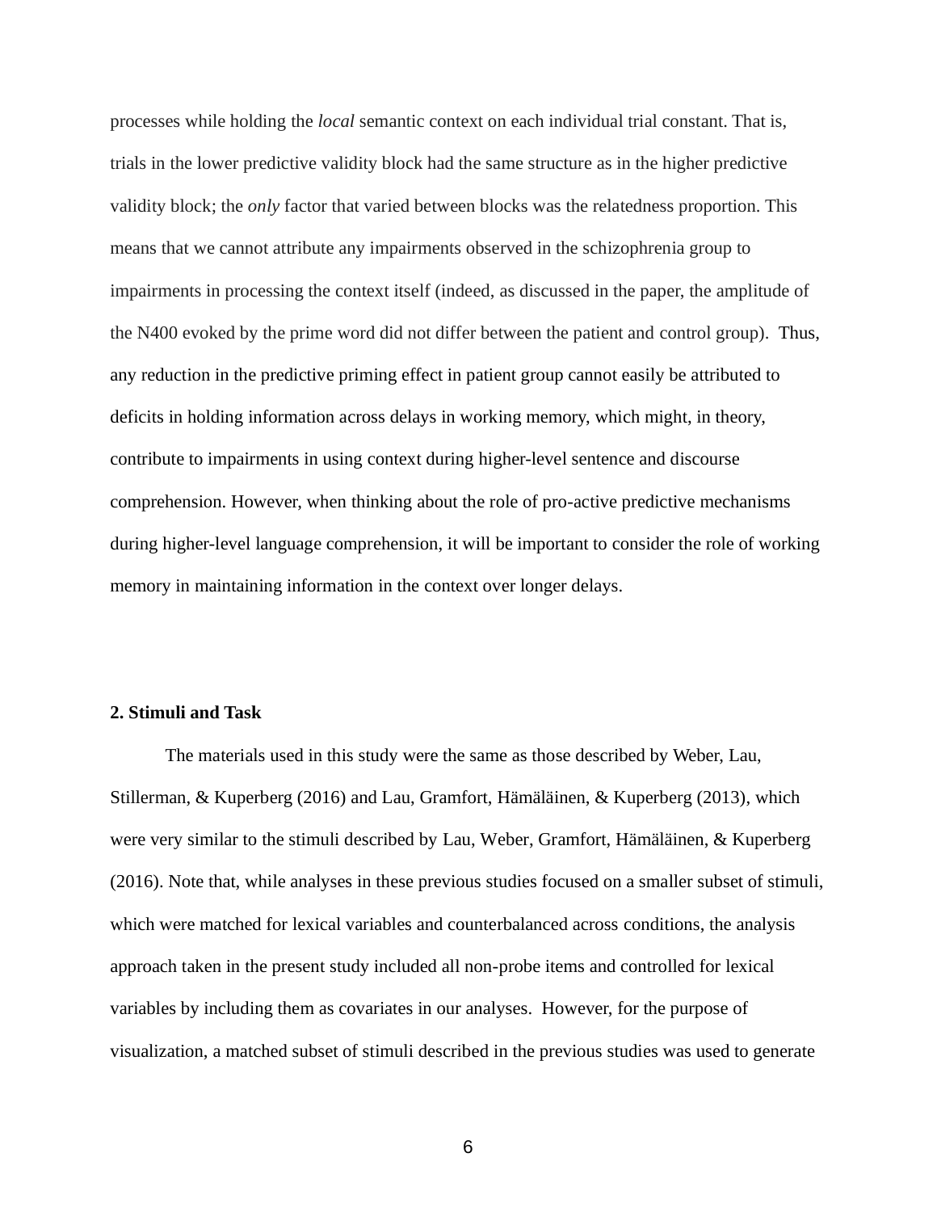processes while holding the *local* semantic context on each individual trial constant. That is, trials in the lower predictive validity block had the same structure as in the higher predictive validity block; the *only* factor that varied between blocks was the relatedness proportion. This means that we cannot attribute any impairments observed in the schizophrenia group to impairments in processing the context itself (indeed, as discussed in the paper, the amplitude of the N400 evoked by the prime word did not differ between the patient and control group). Thus, any reduction in the predictive priming effect in patient group cannot easily be attributed to deficits in holding information across delays in working memory, which might, in theory, contribute to impairments in using context during higher-level sentence and discourse comprehension. However, when thinking about the role of pro-active predictive mechanisms during higher-level language comprehension, it will be important to consider the role of working memory in maintaining information in the context over longer delays.

**2. Stimuli and Task**

The materials used in this study were the same as those described by Weber, Lau, Stillerman, & Kuperberg (2016) and Lau, Gramfort, Hämäläinen, & Kuperberg (2013), which were very similar to the stimuli described by Lau, Weber, Gramfort, Hämäläinen, & Kuperberg (2016). Note that, while analyses in these previous studies focused on a smaller subset of stimuli, which were matched for lexical variables and counterbalanced across conditions, the analysis approach taken in the present study included all non-probe items and controlled for lexical variables by including them as covariates in our analyses. However, for the purpose of visualization, a matched subset of stimuli described in the previous studies was used to generate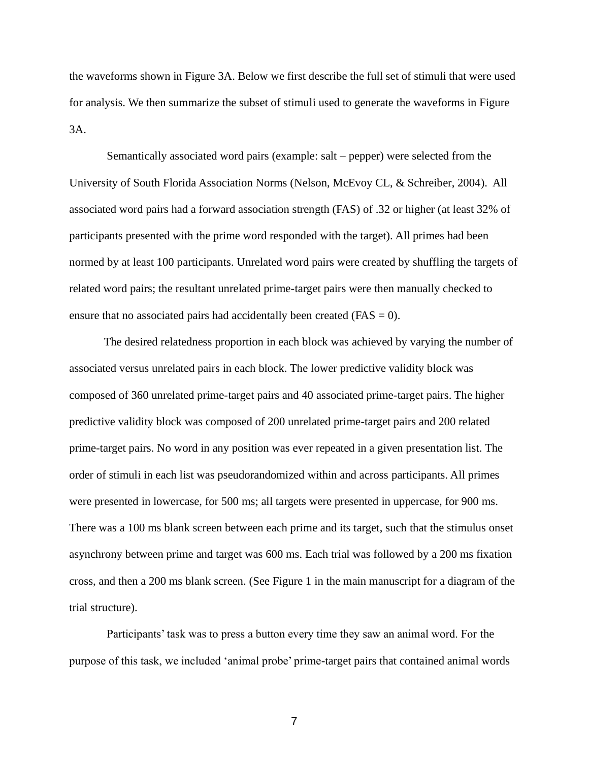the waveforms shown in Figure 3A. Below we first describe the full set of stimuli that were used for analysis. We then summarize the subset of stimuli used to generate the waveforms in Figure 3A.

Semantically associated word pairs (example: salt – pepper) were selected from the University of South Florida Association Norms (Nelson, McEvoy CL, & Schreiber, 2004). All associated word pairs had a forward association strength (FAS) of .32 or higher (at least 32% of participants presented with the prime word responded with the target). All primes had been normed by at least 100 participants. Unrelated word pairs were created by shuffling the targets of related word pairs; the resultant unrelated prime-target pairs were then manually checked to ensure that no associated pairs had accidentally been created (FAS = 0).

The desired relatedness proportion in each block was achieved by varying the number of associated versus unrelated pairs in each block. The lower predictive validity block was composed of 360 unrelated prime-target pairs and 40 associated prime-target pairs. The higher predictive validity block was composed of 200 unrelated prime-target pairs and 200 related prime-target pairs. No word in any position was ever repeated in a given presentation list. The order of stimuli in each list was pseudorandomized within and across participants. All primes were presented in lowercase, for 500 ms; all targets were presented in uppercase, for 900 ms. There was a 100 ms blank screen between each prime and its target, such that the stimulus onset asynchrony between prime and target was 600 ms. Each trial was followed by a 200 ms fixation cross, and then a 200 ms blank screen. (See Figure 1 in the main manuscript for a diagram of the trial structure).

Participants' task was to press a button every time they saw an animal word. For the purpose of this task, we included 'animal probe' prime-target pairs that contained animal words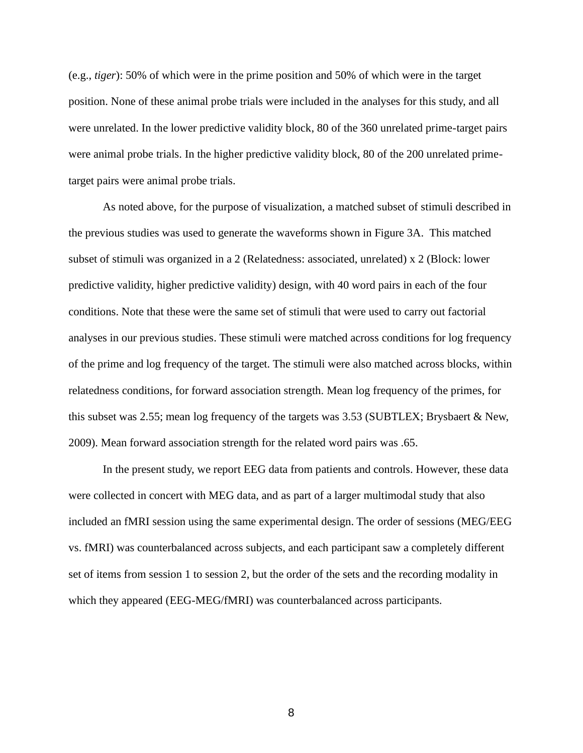(e.g., *tiger*): 50% of which were in the prime position and 50% of which were in the target position. None of these animal probe trials were included in the analyses for this study, and all were unrelated. In the lower predictive validity block, 80 of the 360 unrelated prime-target pairs were animal probe trials. In the higher predictive validity block, 80 of the 200 unrelated prime-target pairs were animal probe trials.

As noted above, for the purpose of visualization, a matched subset of stimuli described in the previous studies was used to generate the waveforms shown in Figure 3A. This matched subset of stimuli was organized in a 2 (Relatedness: associated, unrelated) x 2 (Block: lower predictive validity, higher predictive validity) design, with 40 word pairs in each of the four conditions. Note that these were the same set of stimuli that were used to carry out factorial analyses in our previous studies. These stimuli were matched across conditions for log frequency of the prime and log frequency of the target. The stimuli were also matched across blocks, within relatedness conditions, for forward association strength. Mean log frequency of the primes, for this subset was 2.55; mean log frequency of the targets was 3.53 (SUBTLEX; Brysbaert & New, 2009). Mean forward association strength for the related word pairs was .65.

In the present study, we report EEG data from patients and controls. However, these data were collected in concert with MEG data, and as part of a larger multimodal study that also included an fMRI session using the same experimental design. The order of sessions (MEG/EEG vs. fMRI) was counterbalanced across subjects, and each participant saw a completely different set of items from session 1 to session 2, but the order of the sets and the recording modality in which they appeared (EEG-MEG/fMRI) was counterbalanced across participants.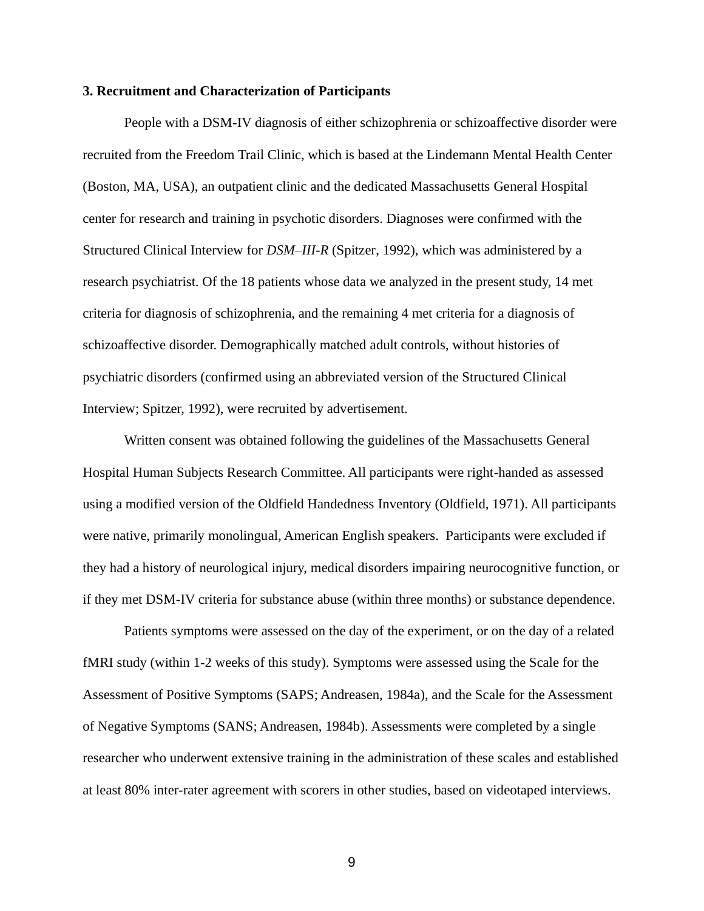**3. Recruitment and Characterization of Participants**

People with a DSM-IV diagnosis of either schizophrenia or schizoaffective disorder were recruited from the Freedom Trail Clinic, which is based at the Lindemann Mental Health Center (Boston, MA, USA), an outpatient clinic and the dedicated Massachusetts General Hospital center for research and training in psychotic disorders. Diagnoses were confirmed with the Structured Clinical Interview for *DSM–III-R* (Spitzer, 1992), which was administered by a research psychiatrist. Of the 18 patients whose data we analyzed in the present study, 14 met criteria for diagnosis of schizophrenia, and the remaining 4 met criteria for a diagnosis of schizoaffective disorder. Demographically matched adult controls, without histories of psychiatric disorders (confirmed using an abbreviated version of the Structured Clinical Interview; Spitzer, 1992), were recruited by advertisement.

Written consent was obtained following the guidelines of the Massachusetts General Hospital Human Subjects Research Committee. All participants were right-handed as assessed using a modified version of the Oldfield Handedness Inventory (Oldfield, 1971). All participants were native, primarily monolingual, American English speakers. Participants were excluded if they had a history of neurological injury, medical disorders impairing neurocognitive function, or if they met DSM-IV criteria for substance abuse (within three months) or substance dependence.

Patients symptoms were assessed on the day of the experiment, or on the day of a related fMRI study (within 1-2 weeks of this study). Symptoms were assessed using the Scale for the Assessment of Positive Symptoms (SAPS; Andreasen, 1984a), and the Scale for the Assessment of Negative Symptoms (SANS; Andreasen, 1984b). Assessments were completed by a single researcher who underwent extensive training in the administration of these scales and established at least 80% inter-rater agreement with scorers in other studies, based on videotaped interviews.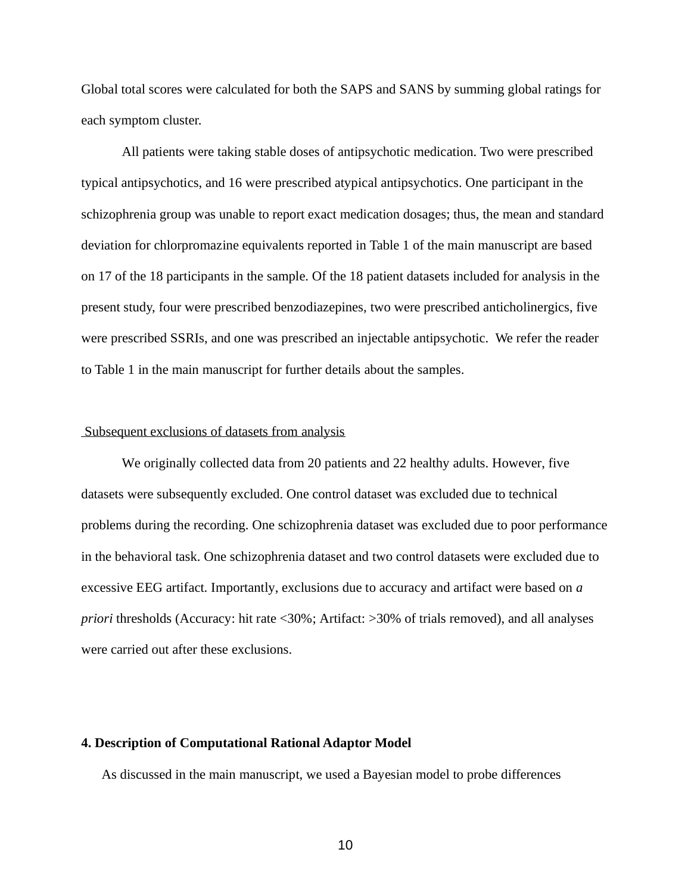Global total scores were calculated for both the SAPS and SANS by summing global ratings for each symptom cluster.

All patients were taking stable doses of antipsychotic medication. Two were prescribed typical antipsychotics, and 16 were prescribed atypical antipsychotics. One participant in the schizophrenia group was unable to report exact medication dosages; thus, the mean and standard deviation for chlorpromazine equivalents reported in Table 1 of the main manuscript are based on 17 of the 18 participants in the sample. Of the 18 patient datasets included for analysis in the present study, four were prescribed benzodiazepines, two were prescribed anticholinergics, five were prescribed SSRIs, and one was prescribed an injectable antipsychotic. We refer the reader to Table 1 in the main manuscript for further details about the samples.

Subsequent exclusions of datasets from analysis

We originally collected data from 20 patients and 22 healthy adults. However, five datasets were subsequently excluded. One control dataset was excluded due to technical problems during the recording. One schizophrenia dataset was excluded due to poor performance in the behavioral task. One schizophrenia dataset and two control datasets were excluded due to excessive EEG artifact. Importantly, exclusions due to accuracy and artifact were based on *a priori* thresholds (Accuracy: hit rate <30%; Artifact: >30% of trials removed), and all analyses were carried out after these exclusions.

**4. Description of Computational Rational Adaptor Model**

As discussed in the main manuscript, we used a Bayesian model to probe differences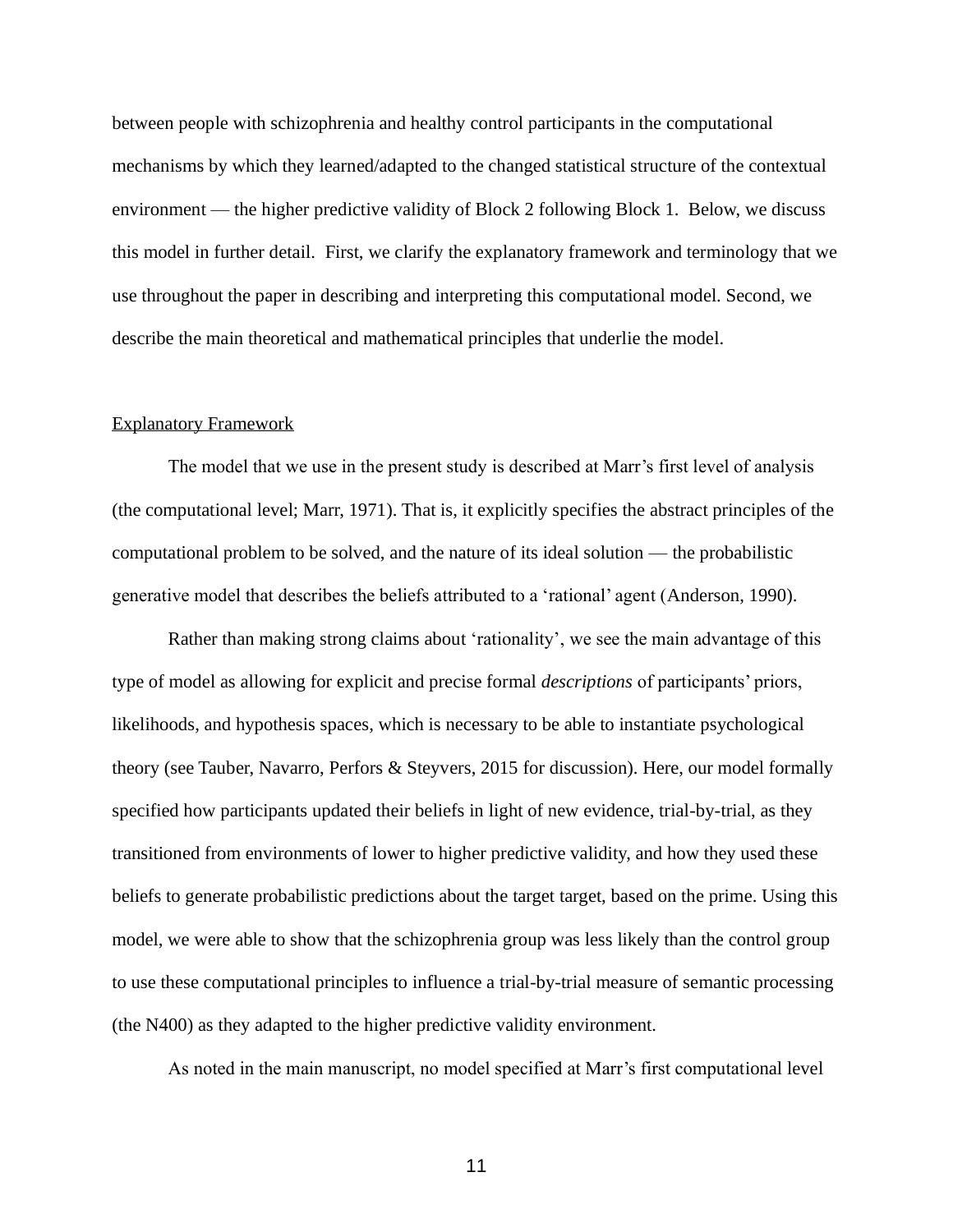between people with schizophrenia and healthy control participants in the computational mechanisms by which they learned/adapted to the changed statistical structure of the contextual environment — the higher predictive validity of Block 2 following Block 1. Below, we discuss this model in further detail. First, we clarify the explanatory framework and terminology that we use throughout the paper in describing and interpreting this computational model. Second, we describe the main theoretical and mathematical principles that underlie the model.

## Explanatory Framework

The model that we use in the present study is described at Marr's first level of analysis (the computational level; Marr, 1971). That is, it explicitly specifies the abstract principles of the computational problem to be solved, and the nature of its ideal solution — the probabilistic generative model that describes the beliefs attributed to a 'rational' agent (Anderson, 1990).

Rather than making strong claims about 'rationality', we see the main advantage of this type of model as allowing for explicit and precise formal *descriptions* of participants' priors, likelihoods, and hypothesis spaces, which is necessary to be able to instantiate psychological theory (see Tauber, Navarro, Perfors & Steyvers, 2015 for discussion). Here, our model formally specified how participants updated their beliefs in light of new evidence, trial-by-trial, as they transitioned from environments of lower to higher predictive validity, and how they used these beliefs to generate probabilistic predictions about the target target, based on the prime. Using this model, we were able to show that the schizophrenia group was less likely than the control group to use these computational principles to influence a trial-by-trial measure of semantic processing (the N400) as they adapted to the higher predictive validity environment.

As noted in the main manuscript, no model specified at Marr's first computational level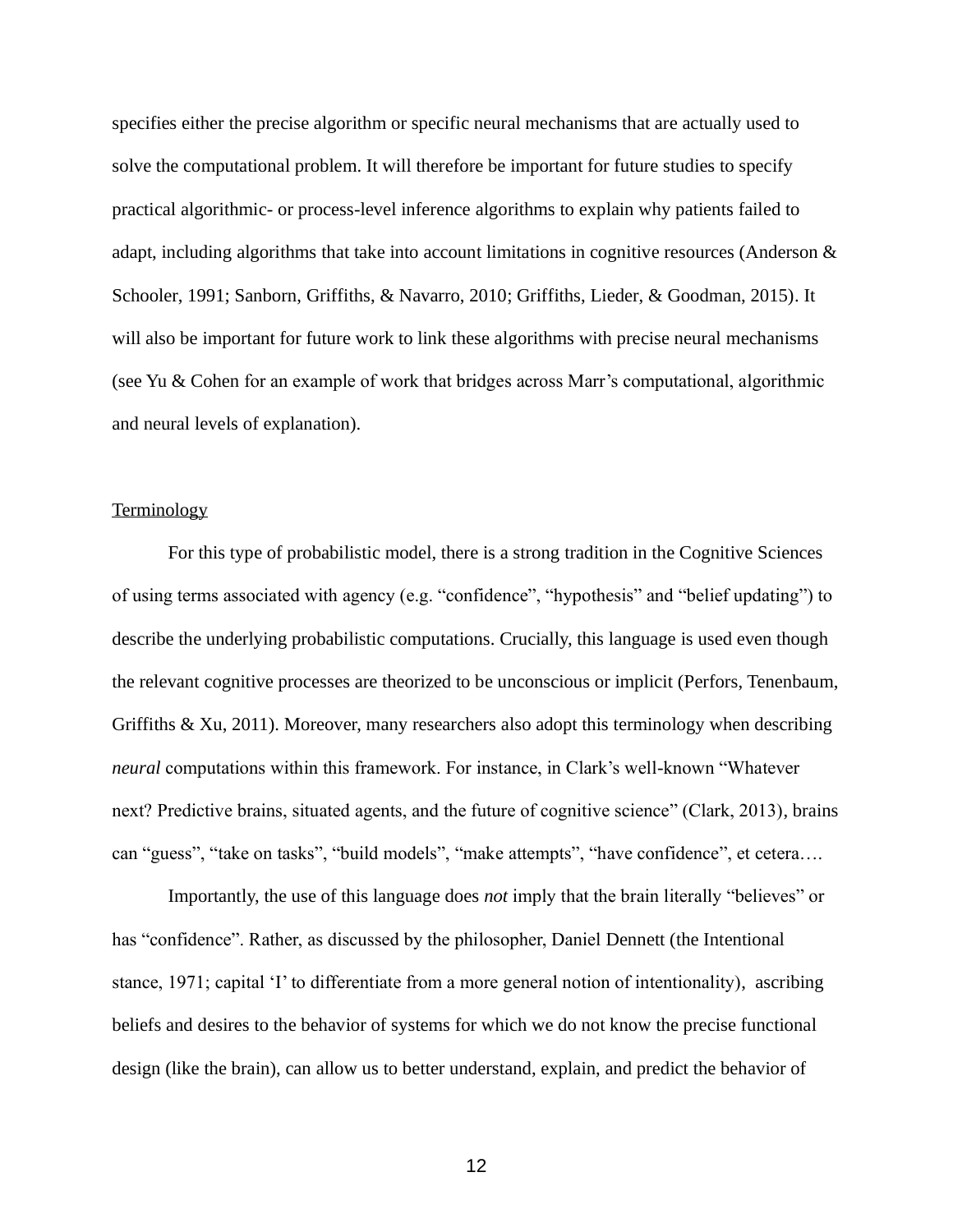specifies either the precise algorithm or specific neural mechanisms that are actually used to solve the computational problem. It will therefore be important for future studies to specify practical algorithmic- or process-level inference algorithms to explain why patients failed to adapt, including algorithms that take into account limitations in cognitive resources (Anderson & Schooler, 1991; Sanborn, Griffiths, & Navarro, 2010; Griffiths, Lieder, & Goodman, 2015). It will also be important for future work to link these algorithms with precise neural mechanisms (see Yu & Cohen for an example of work that bridges across Marr's computational, algorithmic and neural levels of explanation).

## Terminology

For this type of probabilistic model, there is a strong tradition in the Cognitive Sciences of using terms associated with agency (e.g. "confidence", "hypothesis" and "belief updating") to describe the underlying probabilistic computations. Crucially, this language is used even though the relevant cognitive processes are theorized to be unconscious or implicit (Perfors, Tenenbaum, Griffiths & Xu, 2011). Moreover, many researchers also adopt this terminology when describing *neural* computations within this framework. For instance, in Clark's well-known "Whatever next? Predictive brains, situated agents, and the future of cognitive science" (Clark, 2013), brains can "guess", "take on tasks", "build models", "make attempts", "have confidence", et cetera….

Importantly, the use of this language does *not* imply that the brain literally "believes" or has "confidence". Rather, as discussed by the philosopher, Daniel Dennett (the Intentional stance, 1971; capital 'I' to differentiate from a more general notion of intentionality), ascribing beliefs and desires to the behavior of systems for which we do not know the precise functional design (like the brain), can allow us to better understand, explain, and predict the behavior of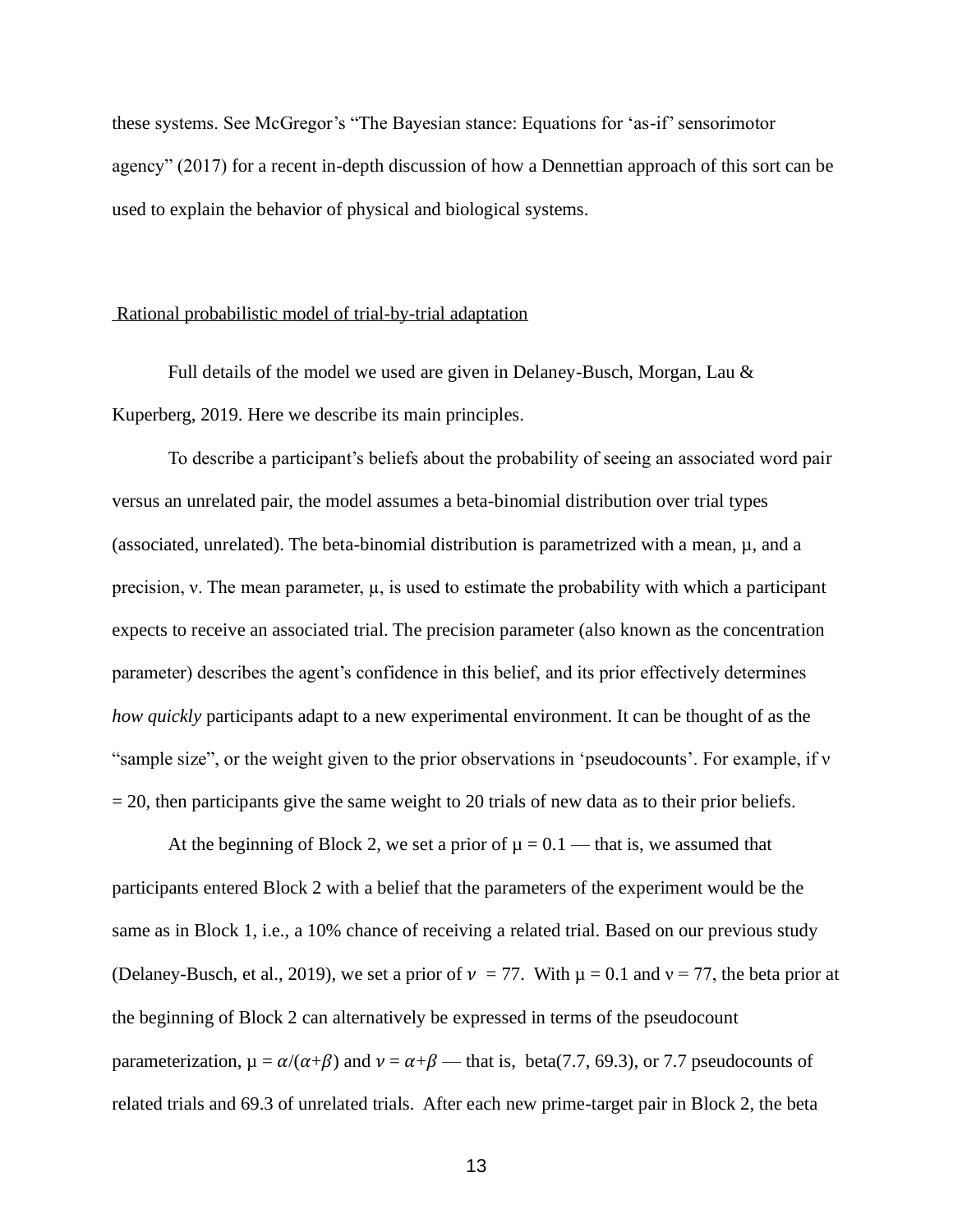these systems. See McGregor's "The Bayesian stance: Equations for 'as-if' sensorimotor agency" (2017) for a recent in-depth discussion of how a Dennettian approach of this sort can be used to explain the behavior of physical and biological systems.

## Rational probabilistic model of trial-by-trial adaptation

Full details of the model we used are given in Delaney-Busch, Morgan, Lau & Kuperberg, 2019. Here we describe its main principles.

To describe a participant's beliefs about the probability of seeing an associated word pair versus an unrelated pair, the model assumes a beta-binomial distribution over trial types (associated, unrelated). The beta-binomial distribution is parametrized with a mean, $\mu$, and a precision, $\nu$. The mean parameter, $\mu$, is used to estimate the probability with which a participant expects to receive an associated trial. The precision parameter (also known as the concentration parameter) describes the agent's confidence in this belief, and its prior effectively determines *how quickly* participants adapt to a new experimental environment. It can be thought of as the "sample size", or the weight given to the prior observations in 'pseudocounts'. For example, if $\nu = 20$, then participants give the same weight to 20 trials of new data as to their prior beliefs.

At the beginning of Block 2, we set a prior of $\mu = 0.1$ — that is, we assumed that participants entered Block 2 with a belief that the parameters of the experiment would be the same as in Block 1, i.e., a 10% chance of receiving a related trial. Based on our previous study (Delaney-Busch, et al., 2019), we set a prior of $\nu = 77$. With $\mu = 0.1$ and $\nu = 77$, the beta prior at the beginning of Block 2 can alternatively be expressed in terms of the pseudocount parameterization, $\mu = \alpha/(\alpha+\beta)$ and $\nu = \alpha+\beta$ — that is, beta(7.7, 69.3), or 7.7 pseudocounts of related trials and 69.3 of unrelated trials. After each new prime-target pair in Block 2, the beta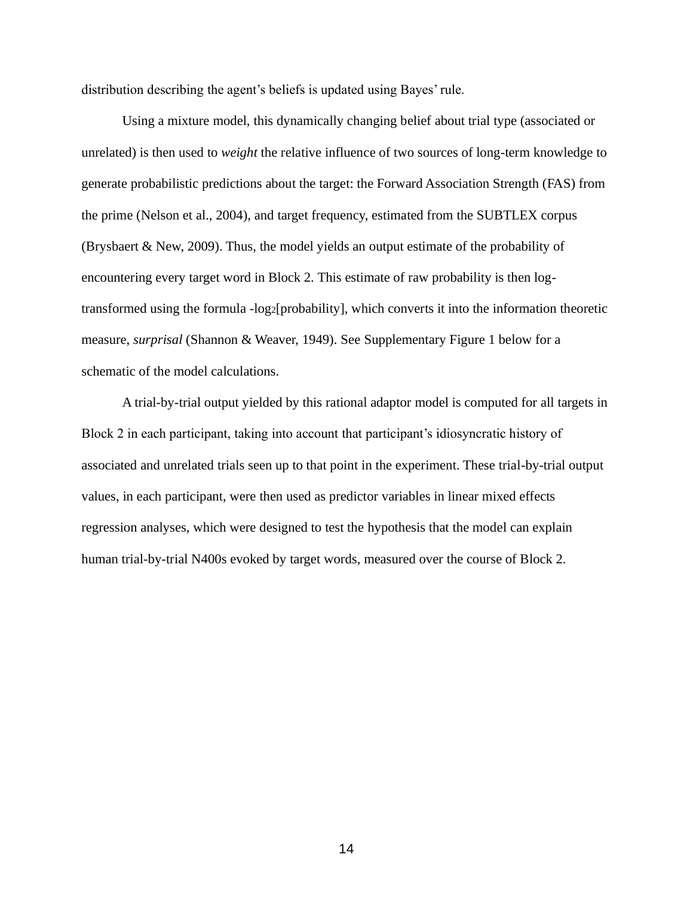distribution describing the agent's beliefs is updated using Bayes' rule.

Using a mixture model, this dynamically changing belief about trial type (associated or unrelated) is then used to *weight* the relative influence of two sources of long-term knowledge to generate probabilistic predictions about the target: the Forward Association Strength (FAS) from the prime (Nelson et al., 2004), and target frequency, estimated from the SUBTLEX corpus (Brysbaert & New, 2009). Thus, the model yields an output estimate of the probability of encountering every target word in Block 2. This estimate of raw probability is then log-transformed using the formula $-\log_2$[probability], which converts it into the information theoretic measure, *surprisal* (Shannon & Weaver, 1949). See Supplementary Figure 1 below for a schematic of the model calculations.

A trial-by-trial output yielded by this rational adaptor model is computed for all targets in Block 2 in each participant, taking into account that participant's idiosyncratic history of associated and unrelated trials seen up to that point in the experiment. These trial-by-trial output values, in each participant, were then used as predictor variables in linear mixed effects regression analyses, which were designed to test the hypothesis that the model can explain human trial-by-trial N400s evoked by target words, measured over the course of Block 2.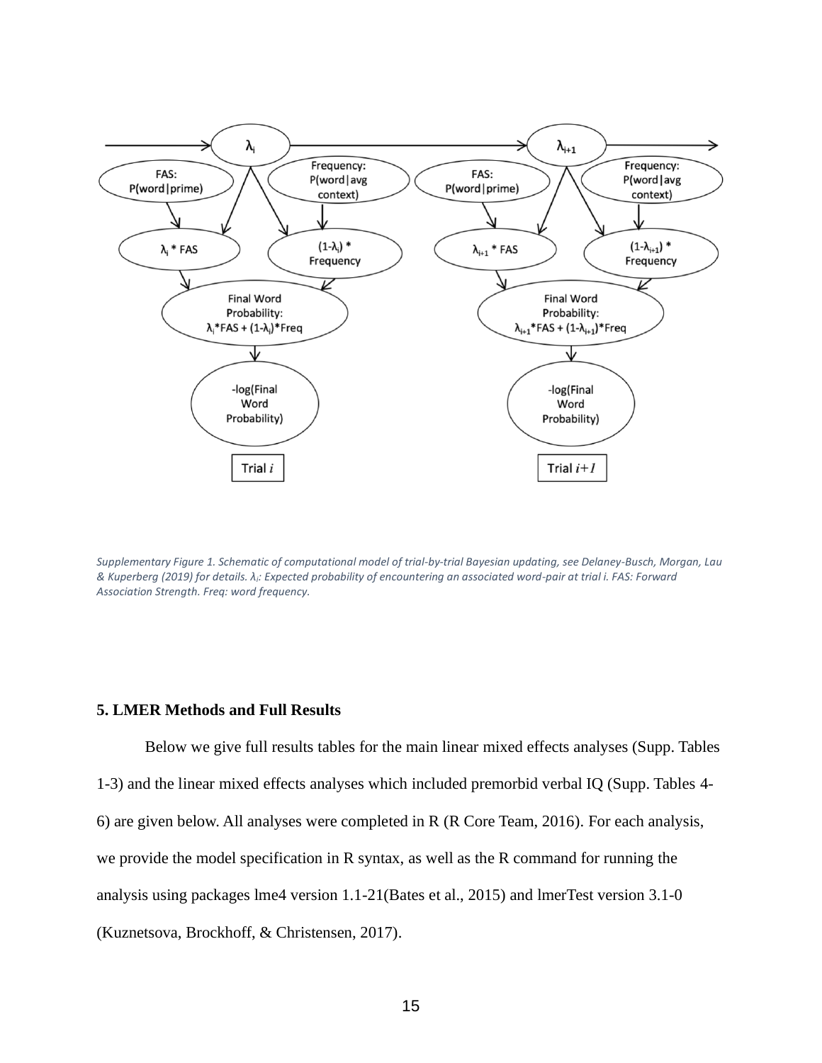*Supplementary Figure 1. Schematic of computational model of trial-by-trial Bayesian updating, see Delaney-Busch, Morgan, Lau & Kuperberg (2019) for details. $\lambda_i$: Expected probability of encountering an associated word-pair at trial i. FAS: Forward Association Strength. Freq: word frequency.*

### 5. LMER Methods and Full Results

Below we give full results tables for the main linear mixed effects analyses (Supp. Tables 1-3) and the linear mixed effects analyses which included premorbid verbal IQ (Supp. Tables 4-6) are given below. All analyses were completed in R (R Core Team, 2016). For each analysis, we provide the model specification in R syntax, as well as the R command for running the analysis using packages lme4 version 1.1-21(Bates et al., 2015) and lmerTest version 3.1-0 (Kuznetsova, Brockhoff, & Christensen, 2017).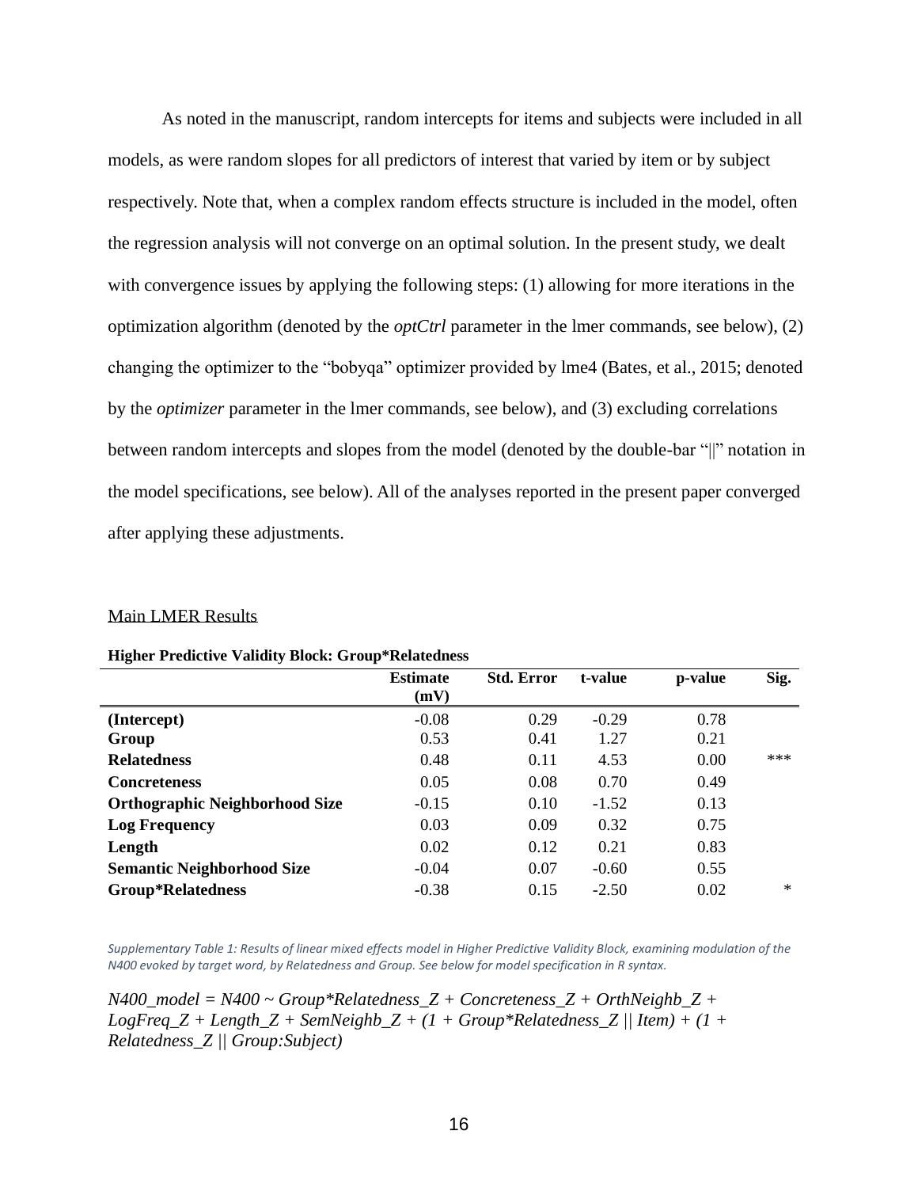As noted in the manuscript, random intercepts for items and subjects were included in all models, as were random slopes for all predictors of interest that varied by item or by subject respectively. Note that, when a complex random effects structure is included in the model, often the regression analysis will not converge on an optimal solution. In the present study, we dealt with convergence issues by applying the following steps: (1) allowing for more iterations in the optimization algorithm (denoted by the *optCtrl* parameter in the lmer commands, see below), (2) changing the optimizer to the "bobyqa" optimizer provided by lme4 (Bates, et al., 2015; denoted by the *optimizer* parameter in the lmer commands, see below), and (3) excluding correlations between random intercepts and slopes from the model (denoted by the double-bar "||" notation in the model specifications, see below). All of the analyses reported in the present paper converged after applying these adjustments.

## Main LMER Results

**Higher Predictive Validity Block: Group*Relatedness**

| | Estimate (mV) | Std. Error | t-value | p-value | Sig. |
|---|---|---|---|---|---|
| **(Intercept)** | -0.08 | 0.29 | -0.29 | 0.78 | |
| **Group** | 0.53 | 0.41 | 1.27 | 0.21 | |
| **Relatedness** | 0.48 | 0.11 | 4.53 | 0.00 | *** |
| **Concreteness** | 0.05 | 0.08 | 0.70 | 0.49 | |
| **Orthographic Neighborhood Size** | -0.15 | 0.10 | -1.52 | 0.13 | |
| **Log Frequency** | 0.03 | 0.09 | 0.32 | 0.75 | |
| **Length** | 0.02 | 0.12 | 0.21 | 0.83 | |
| **Semantic Neighborhood Size** | -0.04 | 0.07 | -0.60 | 0.55 | |
| **Group*Relatedness** | -0.38 | 0.15 | -2.50 | 0.02 | * |

*Supplementary Table 1: Results of linear mixed effects model in Higher Predictive Validity Block, examining modulation of the N400 evoked by target word, by Relatedness and Group. See below for model specification in R syntax.*

*N400_model = N400 ~ Group*Relatedness_Z + Concreteness_Z + OrthNeighb_Z + LogFreq_Z + Length_Z + SemNeighb_Z + (1 + Group*Relatedness_Z || Item) + (1 + Relatedness_Z || Group:Subject)*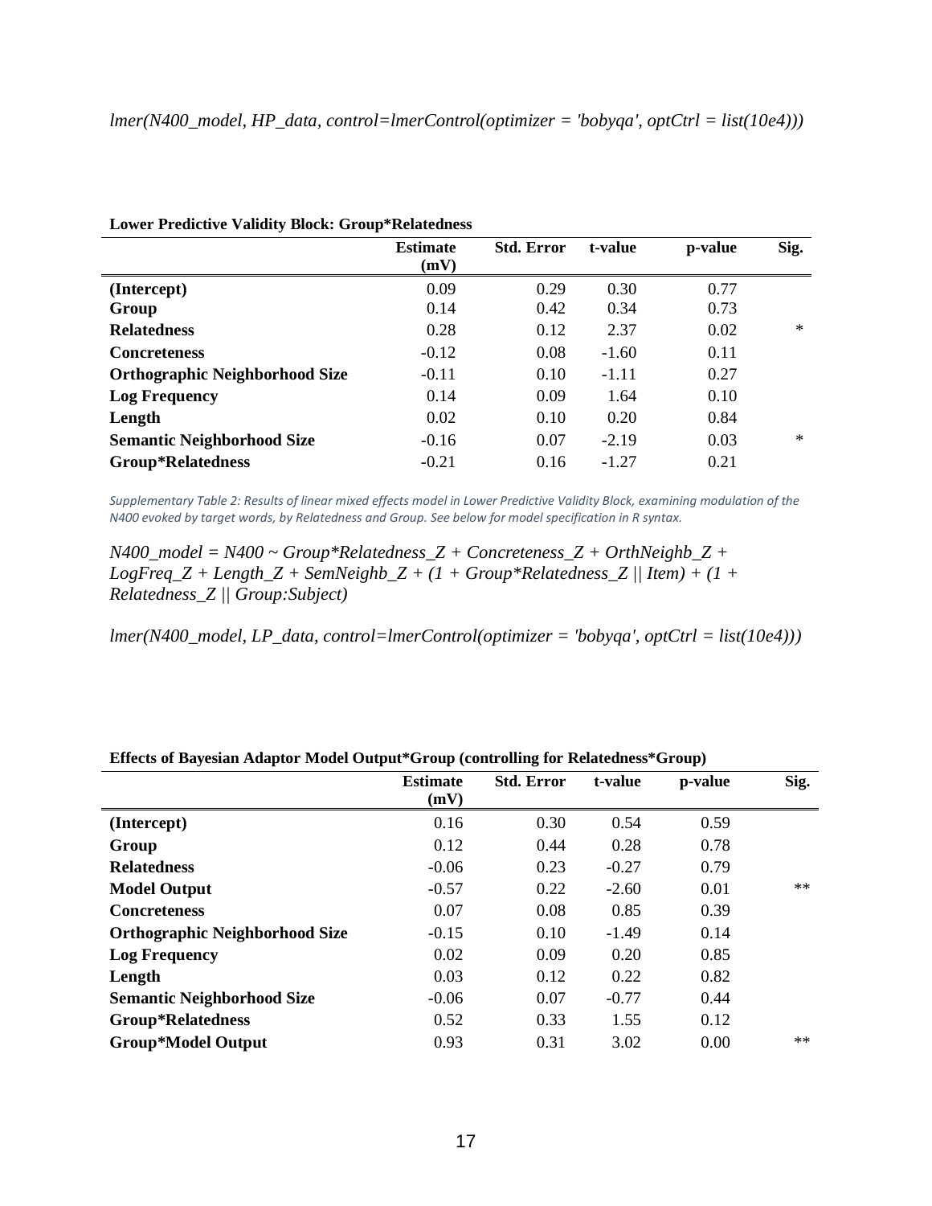*lmer(N400_model, HP_data, control=lmerControl(optimizer = 'bobyqa', optCtrl = list(10e4)))*

**Lower Predictive Validity Block: Group*Relatedness**

| | Estimate (mV) | Std. Error | t-value | p-value | Sig. |
|---|---|---|---|---|---|
| **(Intercept)** | 0.09 | 0.29 | 0.30 | 0.77 | |
| **Group** | 0.14 | 0.42 | 0.34 | 0.73 | |
| **Relatedness** | 0.28 | 0.12 | 2.37 | 0.02 | * |
| **Concreteness** | -0.12 | 0.08 | -1.60 | 0.11 | |
| **Orthographic Neighborhood Size** | -0.11 | 0.10 | -1.11 | 0.27 | |
| **Log Frequency** | 0.14 | 0.09 | 1.64 | 0.10 | |
| **Length** | 0.02 | 0.10 | 0.20 | 0.84 | |
| **Semantic Neighborhood Size** | -0.16 | 0.07 | -2.19 | 0.03 | * |
| **Group*Relatedness** | -0.21 | 0.16 | -1.27 | 0.21 | |

*Supplementary Table 2: Results of linear mixed effects model in Lower Predictive Validity Block, examining modulation of the N400 evoked by target words, by Relatedness and Group. See below for model specification in R syntax.*

*N400_model = N400 ~ Group*Relatedness_Z + Concreteness_Z + OrthNeighb_Z + LogFreq_Z + Length_Z + SemNeighb_Z + (1 + Group*Relatedness_Z || Item) + (1 + Relatedness_Z || Group:Subject)*

*lmer(N400_model, LP_data, control=lmerControl(optimizer = 'bobyqa', optCtrl = list(10e4)))*

**Effects of Bayesian Adaptor Model Output*Group (controlling for Relatedness*Group)**

| | Estimate (mV) | Std. Error | t-value | p-value | Sig. |
|---|---|---|---|---|---|
| **(Intercept)** | 0.16 | 0.30 | 0.54 | 0.59 | |
| **Group** | 0.12 | 0.44 | 0.28 | 0.78 | |
| **Relatedness** | -0.06 | 0.23 | -0.27 | 0.79 | |
| **Model Output** | -0.57 | 0.22 | -2.60 | 0.01 | ** |
| **Concreteness** | 0.07 | 0.08 | 0.85 | 0.39 | |
| **Orthographic Neighborhood Size** | -0.15 | 0.10 | -1.49 | 0.14 | |
| **Log Frequency** | 0.02 | 0.09 | 0.20 | 0.85 | |
| **Length** | 0.03 | 0.12 | 0.22 | 0.82 | |
| **Semantic Neighborhood Size** | -0.06 | 0.07 | -0.77 | 0.44 | |
| **Group*Relatedness** | 0.52 | 0.33 | 1.55 | 0.12 | |
| **Group*Model Output** | 0.93 | 0.31 | 3.02 | 0.00 | ** |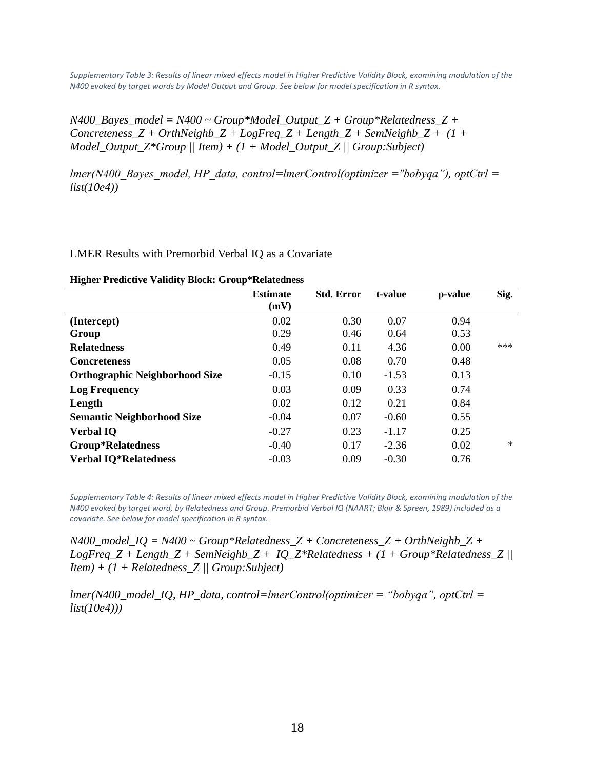*Supplementary Table 3: Results of linear mixed effects model in Higher Predictive Validity Block, examining modulation of the N400 evoked by target words by Model Output and Group. See below for model specification in R syntax.*

*N400_Bayes_model = N400 ~ Group*Model_Output_Z + Group*Relatedness_Z + Concreteness_Z + OrthNeighb_Z + LogFreq_Z + Length_Z + SemNeighb_Z + (1 + Model_Output_Z*Group || Item) + (1 + Model_Output_Z || Group:Subject)*

*lmer(N400_Bayes_model, HP_data, control=lmerControl(optimizer ="bobyqa"), optCtrl = list(10e4))*

LMER Results with Premorbid Verbal IQ as a Covariate

**Higher Predictive Validity Block: Group*Relatedness**

| | Estimate (mV) | Std. Error | t-value | p-value | Sig. |
|---|---|---|---|---|---|
| **(Intercept)** | 0.02 | 0.30 | 0.07 | 0.94 | |
| **Group** | 0.29 | 0.46 | 0.64 | 0.53 | |
| **Relatedness** | 0.49 | 0.11 | 4.36 | 0.00 | *** |
| **Concreteness** | 0.05 | 0.08 | 0.70 | 0.48 | |
| **Orthographic Neighborhood Size** | -0.15 | 0.10 | -1.53 | 0.13 | |
| **Log Frequency** | 0.03 | 0.09 | 0.33 | 0.74 | |
| **Length** | 0.02 | 0.12 | 0.21 | 0.84 | |
| **Semantic Neighborhood Size** | -0.04 | 0.07 | -0.60 | 0.55 | |
| **Verbal IQ** | -0.27 | 0.23 | -1.17 | 0.25 | |
| **Group*Relatedness** | -0.40 | 0.17 | -2.36 | 0.02 | * |
| **Verbal IQ*Relatedness** | -0.03 | 0.09 | -0.30 | 0.76 | |

*Supplementary Table 4: Results of linear mixed effects model in Higher Predictive Validity Block, examining modulation of the N400 evoked by target word, by Relatedness and Group. Premorbid Verbal IQ (NAART; Blair & Spreen, 1989) included as a covariate. See below for model specification in R syntax.*

*N400_model_IQ = N400 ~ Group*Relatedness_Z + Concreteness_Z + OrthNeighb_Z + LogFreq_Z + Length_Z + SemNeighb_Z + IQ_Z*Relatedness + (1 + Group*Relatedness_Z || Item) + (1 + Relatedness_Z || Group:Subject)*

*lmer(N400_model_IQ, HP_data, control=lmerControl(optimizer = "bobyqa", optCtrl = list(10e4)))*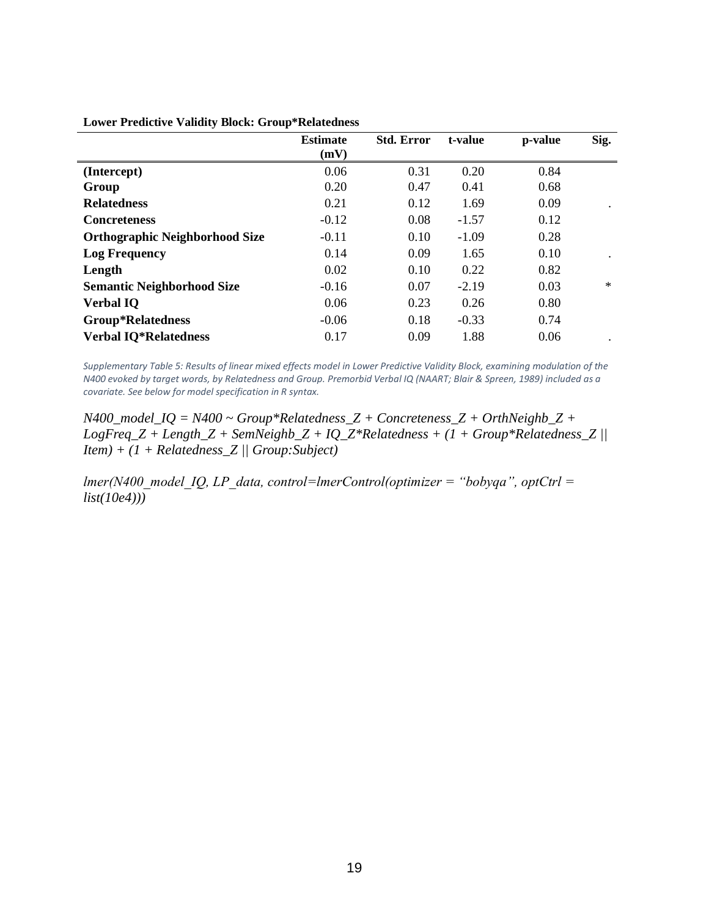**Lower Predictive Validity Block: Group*Relatedness**

| | Estimate (mV) | Std. Error | t-value | p-value | Sig. |
|---|---|---|---|---|---|
| **(Intercept)** | 0.06 | 0.31 | 0.20 | 0.84 | |
| **Group** | 0.20 | 0.47 | 0.41 | 0.68 | |
| **Relatedness** | 0.21 | 0.12 | 1.69 | 0.09 | . |
| **Concreteness** | -0.12 | 0.08 | -1.57 | 0.12 | |
| **Orthographic Neighborhood Size** | -0.11 | 0.10 | -1.09 | 0.28 | |
| **Log Frequency** | 0.14 | 0.09 | 1.65 | 0.10 | . |
| **Length** | 0.02 | 0.10 | 0.22 | 0.82 | |
| **Semantic Neighborhood Size** | -0.16 | 0.07 | -2.19 | 0.03 | * |
| **Verbal IQ** | 0.06 | 0.23 | 0.26 | 0.80 | |
| **Group*Relatedness** | -0.06 | 0.18 | -0.33 | 0.74 | |
| **Verbal IQ*Relatedness** | 0.17 | 0.09 | 1.88 | 0.06 | . |

*Supplementary Table 5: Results of linear mixed effects model in Lower Predictive Validity Block, examining modulation of the N400 evoked by target words, by Relatedness and Group. Premorbid Verbal IQ (NAART; Blair & Spreen, 1989) included as a covariate. See below for model specification in R syntax.*

*N400_model_IQ = N400 ~ Group*Relatedness_Z + Concreteness_Z + OrthNeighb_Z + LogFreq_Z + Length_Z + SemNeighb_Z + IQ_Z*Relatedness + (1 + Group*Relatedness_Z || Item) + (1 + Relatedness_Z || Group:Subject)*

*lmer(N400_model_IQ, LP_data, control=lmerControl(optimizer = "bobyqa", optCtrl = list(10e4)))*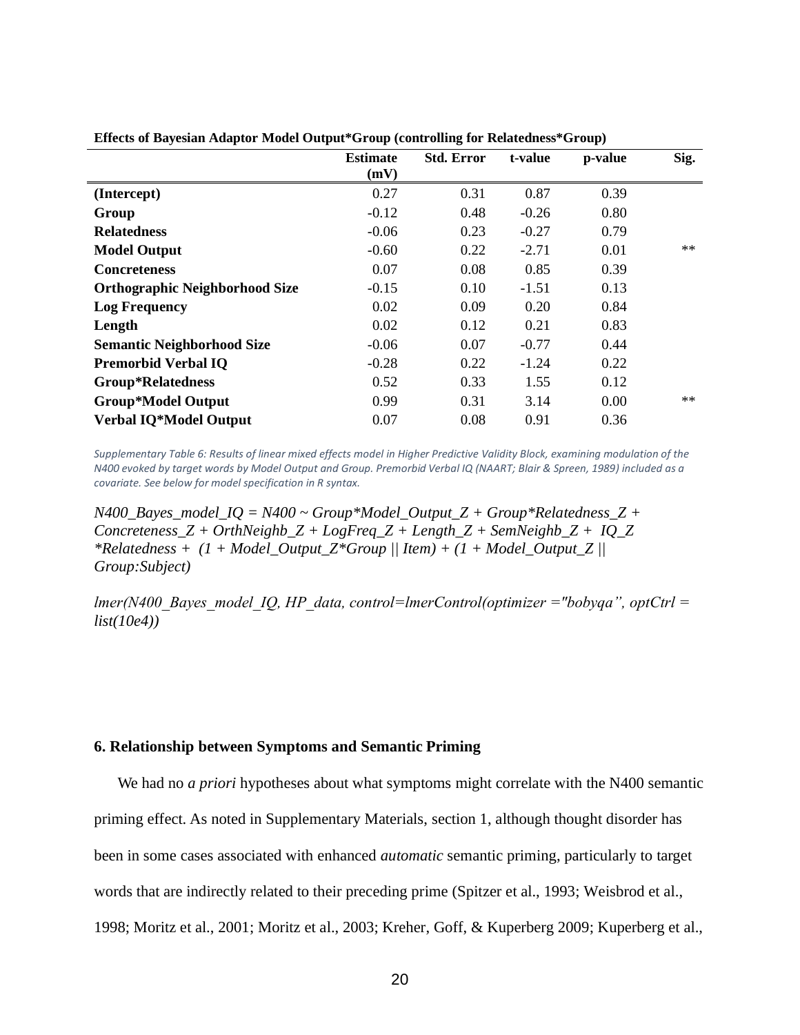**Effects of Bayesian Adaptor Model Output*Group (controlling for Relatedness*Group)**

| | Estimate (mV) | Std. Error | t-value | p-value | Sig. |
|---|---|---|---|---|---|
| **(Intercept)** | 0.27 | 0.31 | 0.87 | 0.39 | |
| **Group** | -0.12 | 0.48 | -0.26 | 0.80 | |
| **Relatedness** | -0.06 | 0.23 | -0.27 | 0.79 | |
| **Model Output** | -0.60 | 0.22 | -2.71 | 0.01 | ** |
| **Concreteness** | 0.07 | 0.08 | 0.85 | 0.39 | |
| **Orthographic Neighborhood Size** | -0.15 | 0.10 | -1.51 | 0.13 | |
| **Log Frequency** | 0.02 | 0.09 | 0.20 | 0.84 | |
| **Length** | 0.02 | 0.12 | 0.21 | 0.83 | |
| **Semantic Neighborhood Size** | -0.06 | 0.07 | -0.77 | 0.44 | |
| **Premorbid Verbal IQ** | -0.28 | 0.22 | -1.24 | 0.22 | |
| **Group*Relatedness** | 0.52 | 0.33 | 1.55 | 0.12 | |
| **Group*Model Output** | 0.99 | 0.31 | 3.14 | 0.00 | ** |
| **Verbal IQ*Model Output** | 0.07 | 0.08 | 0.91 | 0.36 | |

*Supplementary Table 6: Results of linear mixed effects model in Higher Predictive Validity Block, examining modulation of the N400 evoked by target words by Model Output and Group. Premorbid Verbal IQ (NAART; Blair & Spreen, 1989) included as a covariate. See below for model specification in R syntax.*

*N400_Bayes_model_IQ = N400 ~ Group*Model_Output_Z + Group*Relatedness_Z + Concreteness_Z + OrthNeighb_Z + LogFreq_Z + Length_Z + SemNeighb_Z + IQ_Z *Relatedness + (1 + Model_Output_Z*Group || Item) + (1 + Model_Output_Z || Group:Subject)*

*lmer(N400_Bayes_model_IQ, HP_data, control=lmerControl(optimizer ="bobyqa", optCtrl = list(10e4))*

## 6. Relationship between Symptoms and Semantic Priming

We had no *a priori* hypotheses about what symptoms might correlate with the N400 semantic priming effect. As noted in Supplementary Materials, section 1, although thought disorder has been in some cases associated with enhanced *automatic* semantic priming, particularly to target words that are indirectly related to their preceding prime (Spitzer et al., 1993; Weisbrod et al., 1998; Moritz et al., 2001; Moritz et al., 2003; Kreher, Goff, & Kuperberg 2009; Kuperberg et al.,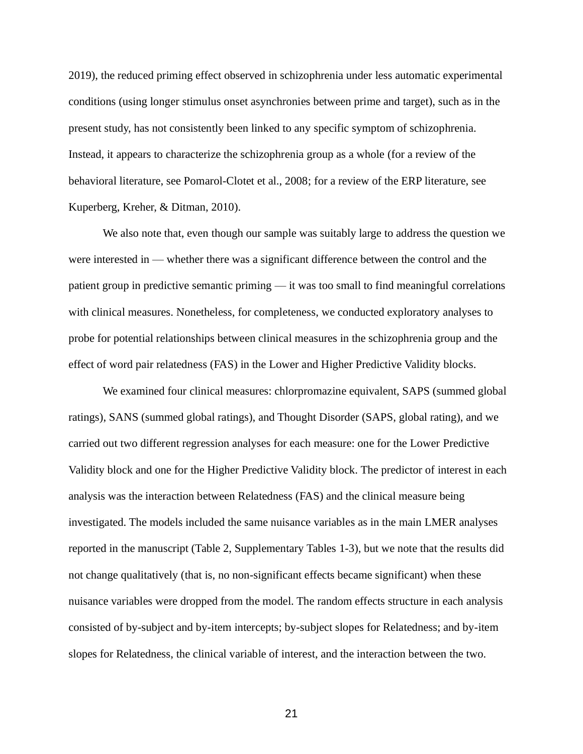2019), the reduced priming effect observed in schizophrenia under less automatic experimental conditions (using longer stimulus onset asynchronies between prime and target), such as in the present study, has not consistently been linked to any specific symptom of schizophrenia. Instead, it appears to characterize the schizophrenia group as a whole (for a review of the behavioral literature, see Pomarol-Clotet et al., 2008; for a review of the ERP literature, see Kuperberg, Kreher, & Ditman, 2010).

We also note that, even though our sample was suitably large to address the question we were interested in — whether there was a significant difference between the control and the patient group in predictive semantic priming — it was too small to find meaningful correlations with clinical measures. Nonetheless, for completeness, we conducted exploratory analyses to probe for potential relationships between clinical measures in the schizophrenia group and the effect of word pair relatedness (FAS) in the Lower and Higher Predictive Validity blocks.

We examined four clinical measures: chlorpromazine equivalent, SAPS (summed global ratings), SANS (summed global ratings), and Thought Disorder (SAPS, global rating), and we carried out two different regression analyses for each measure: one for the Lower Predictive Validity block and one for the Higher Predictive Validity block. The predictor of interest in each analysis was the interaction between Relatedness (FAS) and the clinical measure being investigated. The models included the same nuisance variables as in the main LMER analyses reported in the manuscript (Table 2, Supplementary Tables 1-3), but we note that the results did not change qualitatively (that is, no non-significant effects became significant) when these nuisance variables were dropped from the model. The random effects structure in each analysis consisted of by-subject and by-item intercepts; by-subject slopes for Relatedness; and by-item slopes for Relatedness, the clinical variable of interest, and the interaction between the two.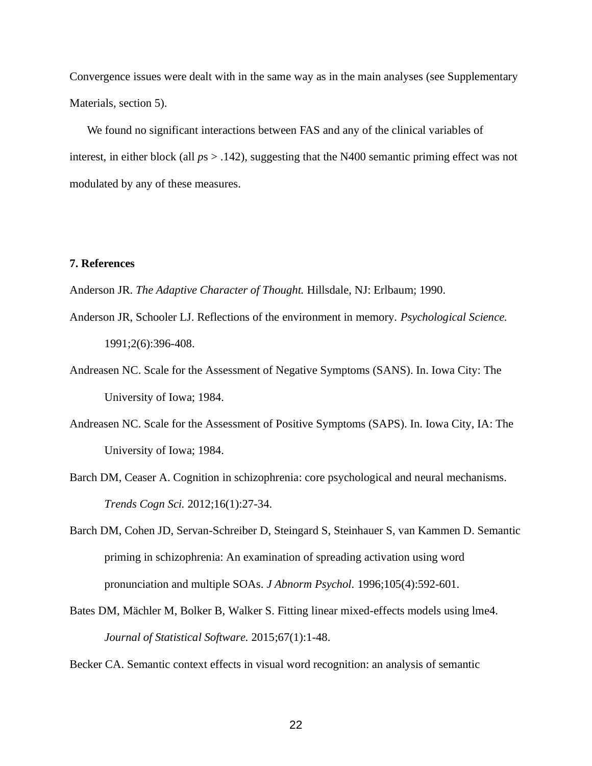Convergence issues were dealt with in the same way as in the main analyses (see Supplementary Materials, section 5).

We found no significant interactions between FAS and any of the clinical variables of interest, in either block (all *p*s > .142), suggesting that the N400 semantic priming effect was not modulated by any of these measures.

**7. References**

Anderson JR. *The Adaptive Character of Thought.* Hillsdale, NJ: Erlbaum; 1990.

Anderson JR, Schooler LJ. Reflections of the environment in memory. *Psychological Science.* 1991;2(6):396-408.

Andreasen NC. Scale for the Assessment of Negative Symptoms (SANS). In. Iowa City: The University of Iowa; 1984.

Andreasen NC. Scale for the Assessment of Positive Symptoms (SAPS). In. Iowa City, IA: The University of Iowa; 1984.

Barch DM, Ceaser A. Cognition in schizophrenia: core psychological and neural mechanisms. *Trends Cogn Sci.* 2012;16(1):27-34.

Barch DM, Cohen JD, Servan-Schreiber D, Steingard S, Steinhauer S, van Kammen D. Semantic priming in schizophrenia: An examination of spreading activation using word pronunciation and multiple SOAs. *J Abnorm Psychol.* 1996;105(4):592-601.

Bates DM, Mächler M, Bolker B, Walker S. Fitting linear mixed-effects models using lme4. *Journal of Statistical Software.* 2015;67(1):1-48.

Becker CA. Semantic context effects in visual word recognition: an analysis of semantic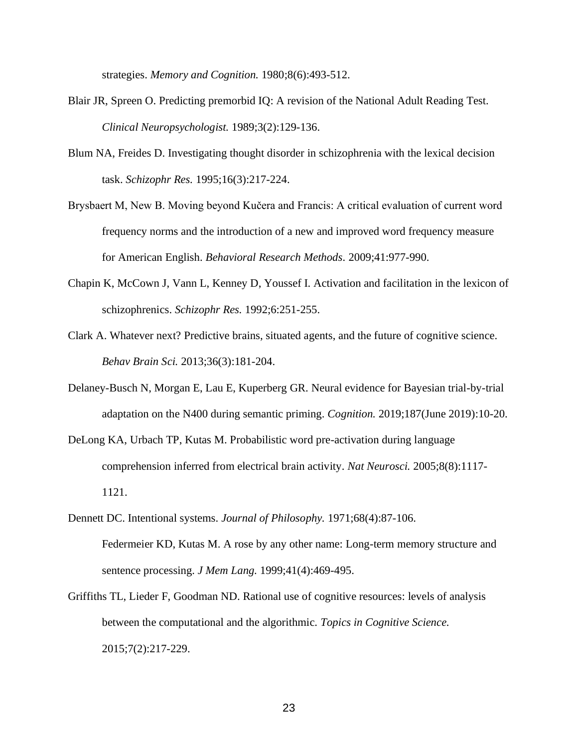strategies. *Memory and Cognition.* 1980;8(6):493-512.

Blair JR, Spreen O. Predicting premorbid IQ: A revision of the National Adult Reading Test. *Clinical Neuropsychologist.* 1989;3(2):129-136.

Blum NA, Freides D. Investigating thought disorder in schizophrenia with the lexical decision task. *Schizophr Res.* 1995;16(3):217-224.

Brysbaert M, New B. Moving beyond Kučera and Francis: A critical evaluation of current word frequency norms and the introduction of a new and improved word frequency measure for American English. *Behavioral Research Methods*. 2009;41:977-990.

Chapin K, McCown J, Vann L, Kenney D, Youssef I. Activation and facilitation in the lexicon of schizophrenics. *Schizophr Res.* 1992;6:251-255.

Clark A. Whatever next? Predictive brains, situated agents, and the future of cognitive science. *Behav Brain Sci.* 2013;36(3):181-204.

Delaney-Busch N, Morgan E, Lau E, Kuperberg GR. Neural evidence for Bayesian trial-by-trial adaptation on the N400 during semantic priming. *Cognition.* 2019;187(June 2019):10-20.

DeLong KA, Urbach TP, Kutas M. Probabilistic word pre-activation during language comprehension inferred from electrical brain activity. *Nat Neurosci.* 2005;8(8):1117-1121.

Dennett DC. Intentional systems. *Journal of Philosophy.* 1971;68(4):87-106.

Federmeier KD, Kutas M. A rose by any other name: Long-term memory structure and sentence processing. *J Mem Lang.* 1999;41(4):469-495.

Griffiths TL, Lieder F, Goodman ND. Rational use of cognitive resources: levels of analysis between the computational and the algorithmic. *Topics in Cognitive Science.* 2015;7(2):217-229.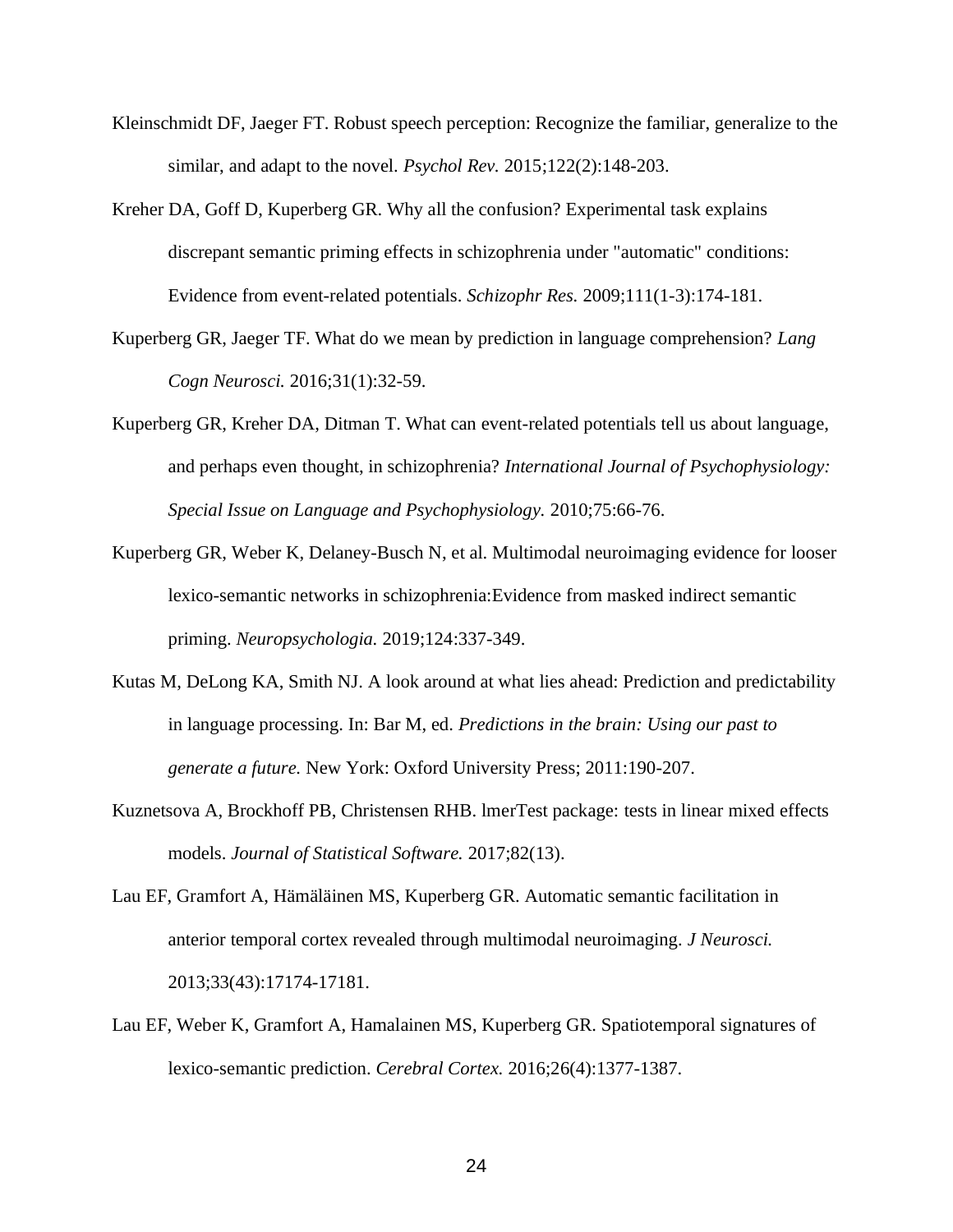Kleinschmidt DF, Jaeger FT. Robust speech perception: Recognize the familiar, generalize to the similar, and adapt to the novel. *Psychol Rev.* 2015;122(2):148-203.

Kreher DA, Goff D, Kuperberg GR. Why all the confusion? Experimental task explains discrepant semantic priming effects in schizophrenia under "automatic" conditions: Evidence from event-related potentials. *Schizophr Res.* 2009;111(1-3):174-181.

Kuperberg GR, Jaeger TF. What do we mean by prediction in language comprehension? *Lang Cogn Neurosci.* 2016;31(1):32-59.

Kuperberg GR, Kreher DA, Ditman T. What can event-related potentials tell us about language, and perhaps even thought, in schizophrenia? *International Journal of Psychophysiology: Special Issue on Language and Psychophysiology.* 2010;75:66-76.

Kuperberg GR, Weber K, Delaney-Busch N, et al. Multimodal neuroimaging evidence for looser lexico-semantic networks in schizophrenia:Evidence from masked indirect semantic priming. *Neuropsychologia.* 2019;124:337-349.

Kutas M, DeLong KA, Smith NJ. A look around at what lies ahead: Prediction and predictability in language processing. In: Bar M, ed. *Predictions in the brain: Using our past to generate a future.* New York: Oxford University Press; 2011:190-207.

Kuznetsova A, Brockhoff PB, Christensen RHB. lmerTest package: tests in linear mixed effects models. *Journal of Statistical Software.* 2017;82(13).

Lau EF, Gramfort A, Hämäläinen MS, Kuperberg GR. Automatic semantic facilitation in anterior temporal cortex revealed through multimodal neuroimaging. *J Neurosci.* 2013;33(43):17174-17181.

Lau EF, Weber K, Gramfort A, Hamalainen MS, Kuperberg GR. Spatiotemporal signatures of lexico-semantic prediction. *Cerebral Cortex.* 2016;26(4):1377-1387.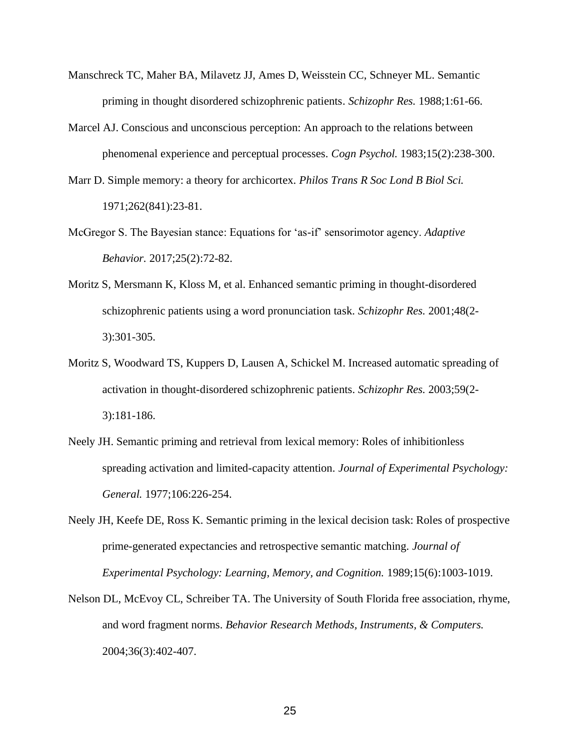Manschreck TC, Maher BA, Milavetz JJ, Ames D, Weisstein CC, Schneyer ML. Semantic priming in thought disordered schizophrenic patients. *Schizophr Res.* 1988;1:61-66.

Marcel AJ. Conscious and unconscious perception: An approach to the relations between phenomenal experience and perceptual processes. *Cogn Psychol.* 1983;15(2):238-300.

Marr D. Simple memory: a theory for archicortex. *Philos Trans R Soc Lond B Biol Sci.* 1971;262(841):23-81.

McGregor S. The Bayesian stance: Equations for 'as-if' sensorimotor agency. *Adaptive Behavior.* 2017;25(2):72-82.

Moritz S, Mersmann K, Kloss M, et al. Enhanced semantic priming in thought-disordered schizophrenic patients using a word pronunciation task. *Schizophr Res.* 2001;48(2-3):301-305.

Moritz S, Woodward TS, Kuppers D, Lausen A, Schickel M. Increased automatic spreading of activation in thought-disordered schizophrenic patients. *Schizophr Res.* 2003;59(2-3):181-186.

Neely JH. Semantic priming and retrieval from lexical memory: Roles of inhibitionless spreading activation and limited-capacity attention. *Journal of Experimental Psychology: General.* 1977;106:226-254.

Neely JH, Keefe DE, Ross K. Semantic priming in the lexical decision task: Roles of prospective prime-generated expectancies and retrospective semantic matching. *Journal of Experimental Psychology: Learning, Memory, and Cognition.* 1989;15(6):1003-1019.

Nelson DL, McEvoy CL, Schreiber TA. The University of South Florida free association, rhyme, and word fragment norms. *Behavior Research Methods, Instruments, & Computers.* 2004;36(3):402-407.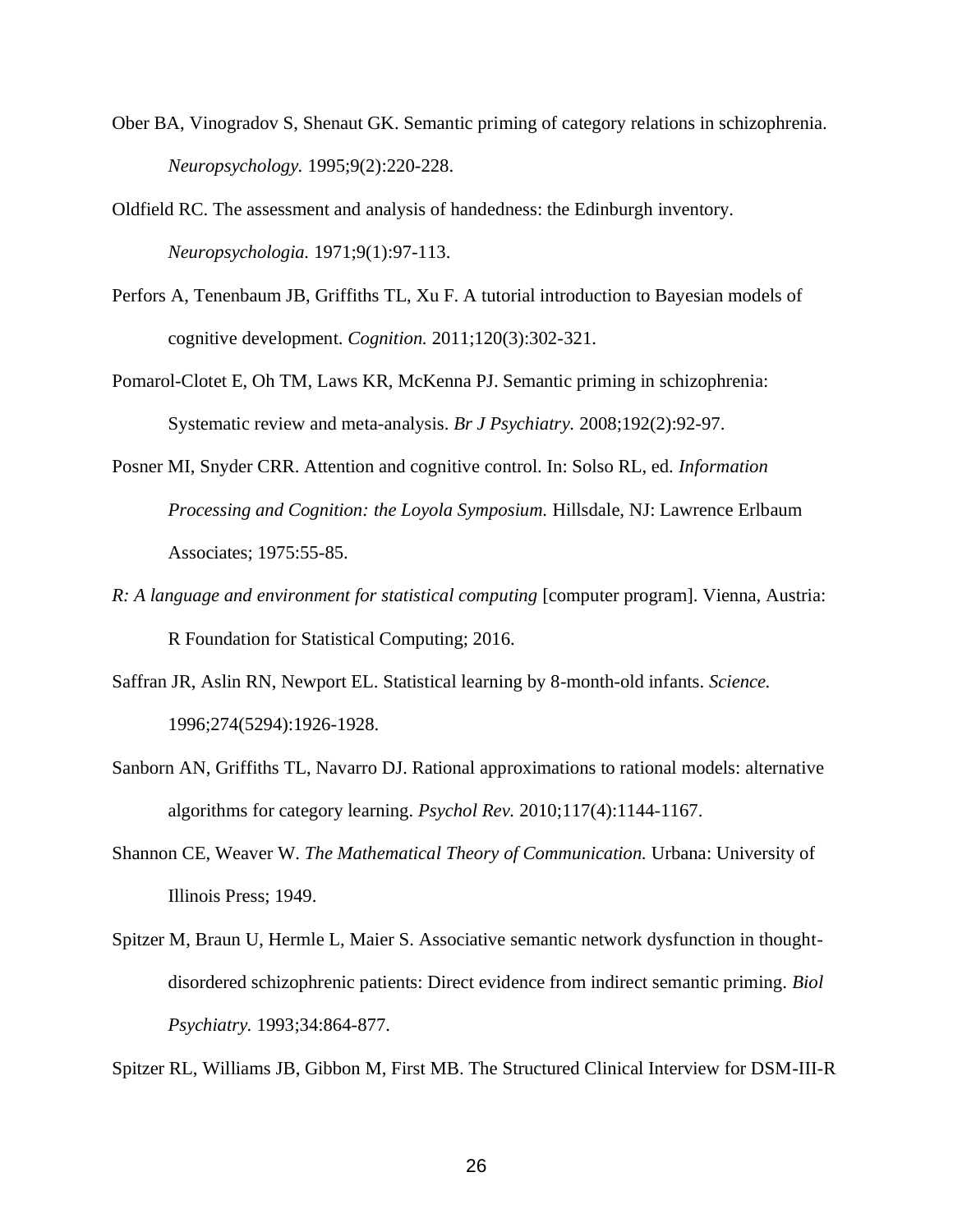Ober BA, Vinogradov S, Shenaut GK. Semantic priming of category relations in schizophrenia. *Neuropsychology.* 1995;9(2):220-228.

Oldfield RC. The assessment and analysis of handedness: the Edinburgh inventory. *Neuropsychologia.* 1971;9(1):97-113.

Perfors A, Tenenbaum JB, Griffiths TL, Xu F. A tutorial introduction to Bayesian models of cognitive development. *Cognition.* 2011;120(3):302-321.

Pomarol-Clotet E, Oh TM, Laws KR, McKenna PJ. Semantic priming in schizophrenia: Systematic review and meta-analysis. *Br J Psychiatry.* 2008;192(2):92-97.

Posner MI, Snyder CRR. Attention and cognitive control. In: Solso RL, ed. *Information Processing and Cognition: the Loyola Symposium.* Hillsdale, NJ: Lawrence Erlbaum Associates; 1975:55-85.

*R: A language and environment for statistical computing* [computer program]. Vienna, Austria: R Foundation for Statistical Computing; 2016.

Saffran JR, Aslin RN, Newport EL. Statistical learning by 8-month-old infants. *Science.* 1996;274(5294):1926-1928.

Sanborn AN, Griffiths TL, Navarro DJ. Rational approximations to rational models: alternative algorithms for category learning. *Psychol Rev.* 2010;117(4):1144-1167.

Shannon CE, Weaver W. *The Mathematical Theory of Communication.* Urbana: University of Illinois Press; 1949.

Spitzer M, Braun U, Hermle L, Maier S. Associative semantic network dysfunction in thought-disordered schizophrenic patients: Direct evidence from indirect semantic priming. *Biol Psychiatry.* 1993;34:864-877.

Spitzer RL, Williams JB, Gibbon M, First MB. The Structured Clinical Interview for DSM-III-R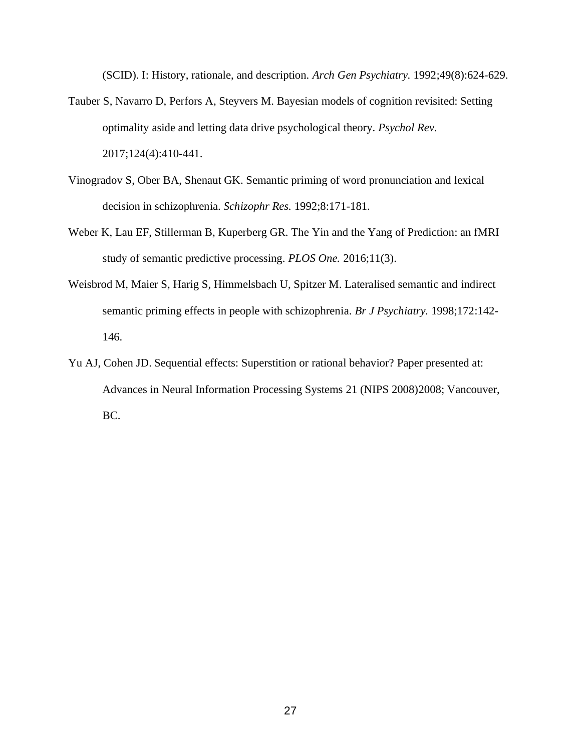(SCID). I: History, rationale, and description. *Arch Gen Psychiatry.* 1992;49(8):624-629.

Tauber S, Navarro D, Perfors A, Steyvers M. Bayesian models of cognition revisited: Setting optimality aside and letting data drive psychological theory. *Psychol Rev.* 2017;124(4):410-441.

Vinogradov S, Ober BA, Shenaut GK. Semantic priming of word pronunciation and lexical decision in schizophrenia. *Schizophr Res.* 1992;8:171-181.

Weber K, Lau EF, Stillerman B, Kuperberg GR. The Yin and the Yang of Prediction: an fMRI study of semantic predictive processing. *PLOS One.* 2016;11(3).

Weisbrod M, Maier S, Harig S, Himmelsbach U, Spitzer M. Lateralised semantic and indirect semantic priming effects in people with schizophrenia. *Br J Psychiatry.* 1998;172:142-146.

Yu AJ, Cohen JD. Sequential effects: Superstition or rational behavior? Paper presented at: Advances in Neural Information Processing Systems 21 (NIPS 2008)2008; Vancouver, BC.